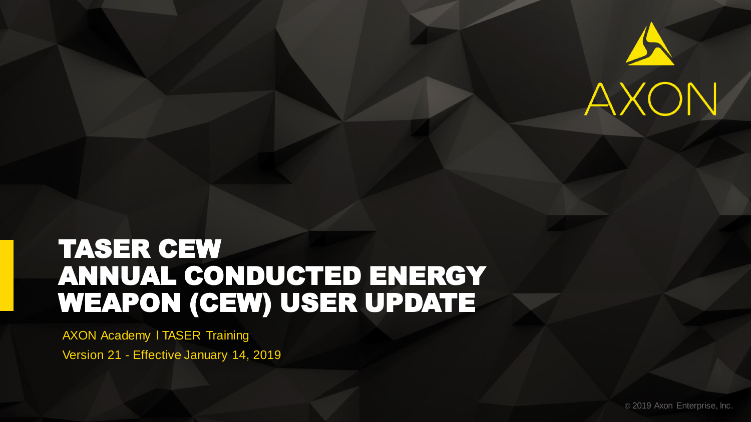AXON

# TASER CEW ANNUAL CONDUCTED ENERGY WEAPON (CEW) USER UPDATE

AXON Academy I TASER Training

Version 21 - Effective January 14, 2019

© 2019 Axon Enterprise, Inc.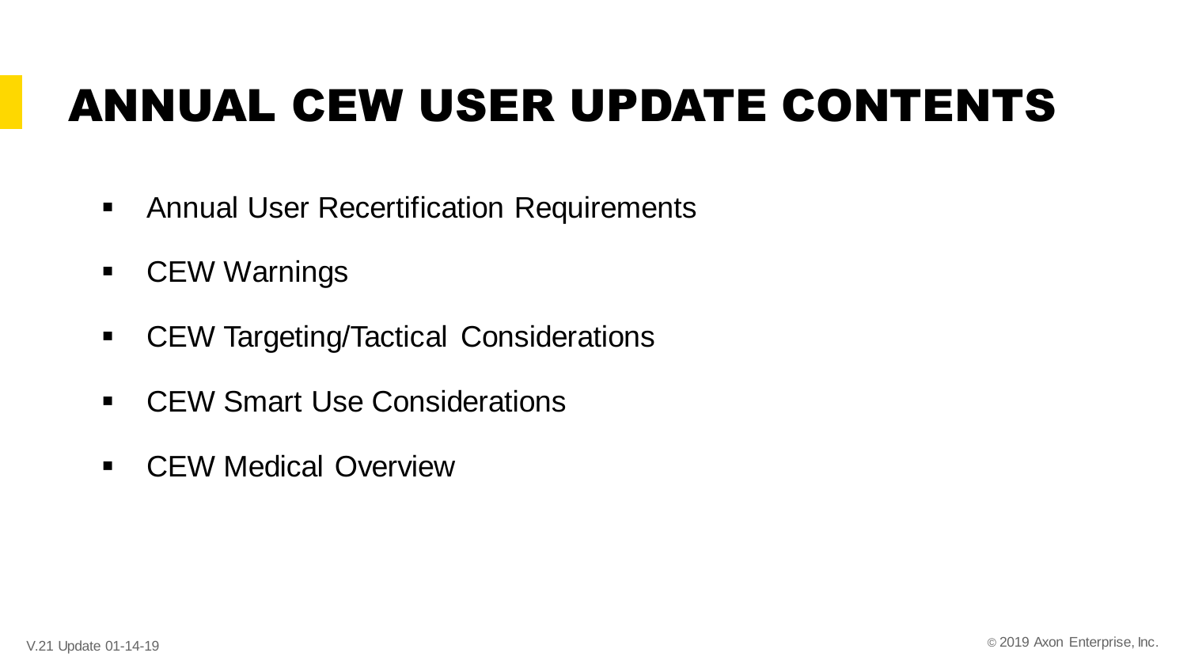# ANNUAL CEW USER UPDATE CONTENTS

- Annual User Recertification Requirements
- CEW Warnings
- CEW Targeting/Tactical Considerations
- CEW Smart Use Considerations
- CEW Medical Overview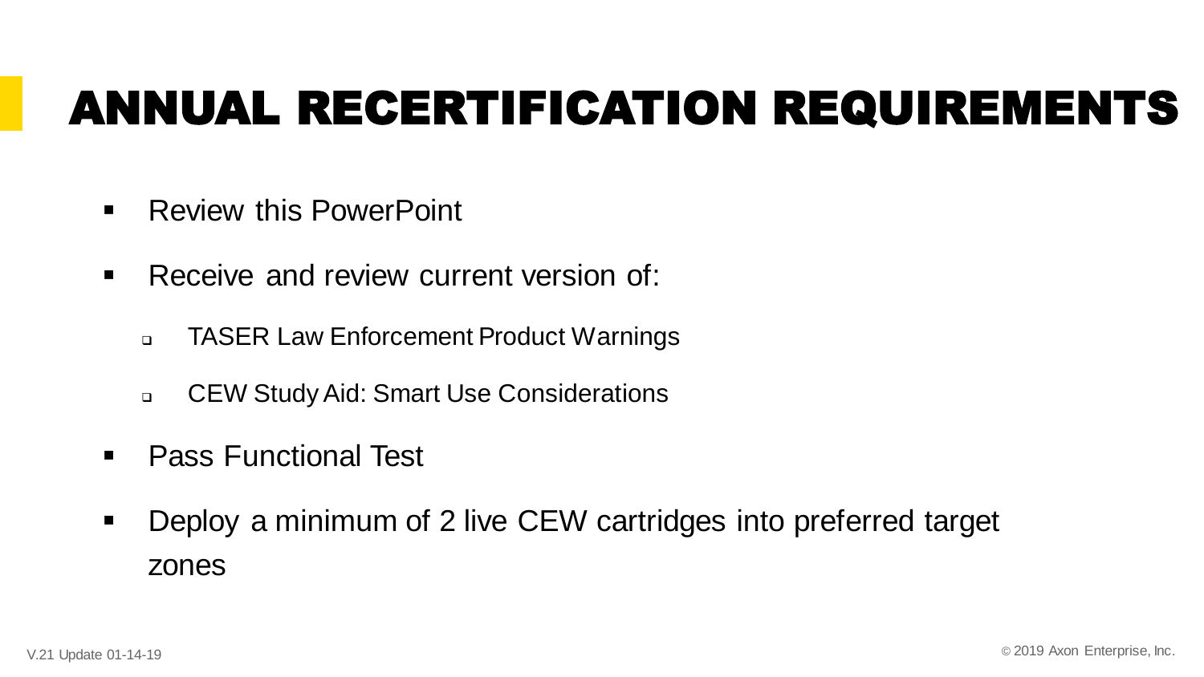# ANNUAL RECERTIFICATION REQUIREMENTS

- Review this PowerPoint
- Receive and review current version of:
  - TASER Law Enforcement Product Warnings
  - CEW Study Aid: Smart Use Considerations
- Pass Functional Test
- Deploy a minimum of 2 live CEW cartridges into preferred target zones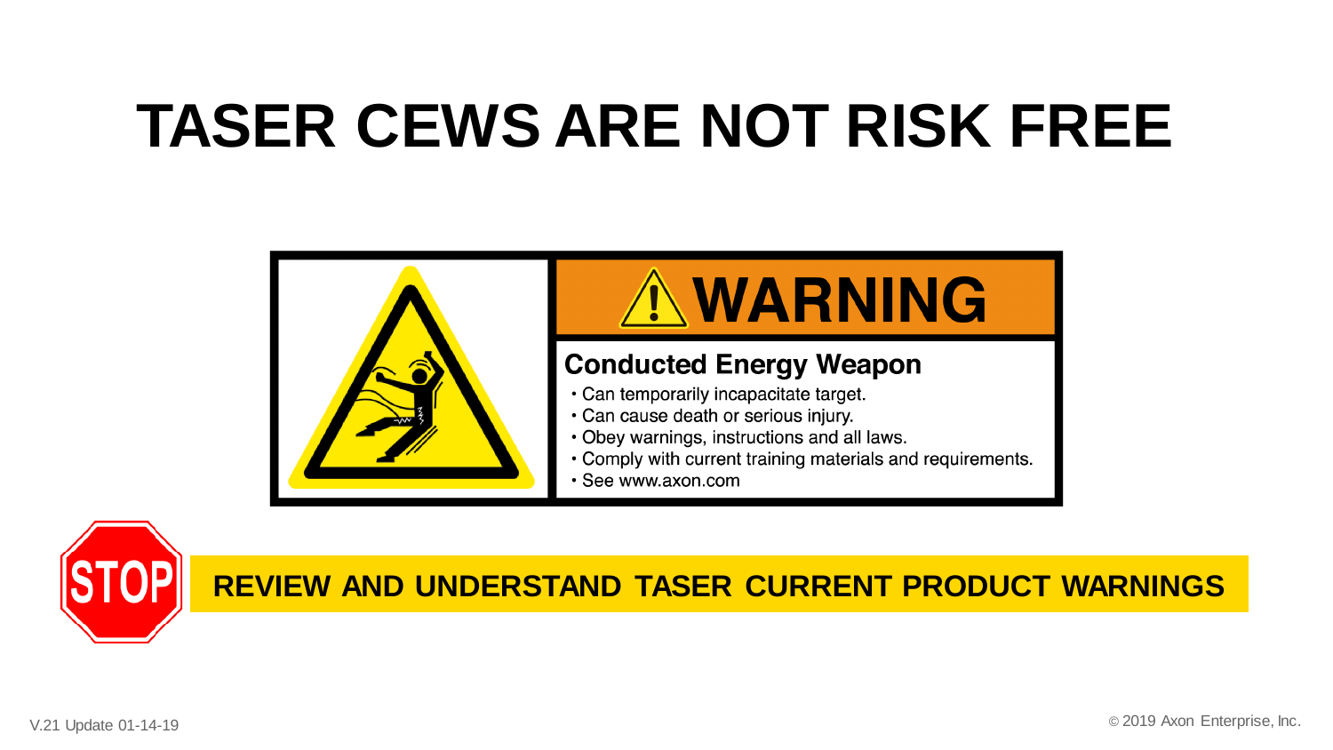# TASER CEWS ARE NOT RISK FREE

**WARNING**

**Conducted Energy Weapon**

- Can temporarily incapacitate target.
- Can cause death or serious injury.
- Obey warnings, instructions and all laws.
- Comply with current training materials and requirements.
- See www.axon.com

STOP

**REVIEW AND UNDERSTAND TASER CURRENT PRODUCT WARNINGS**

V.21 Update 01-14-19

© 2019 Axon Enterprise, Inc.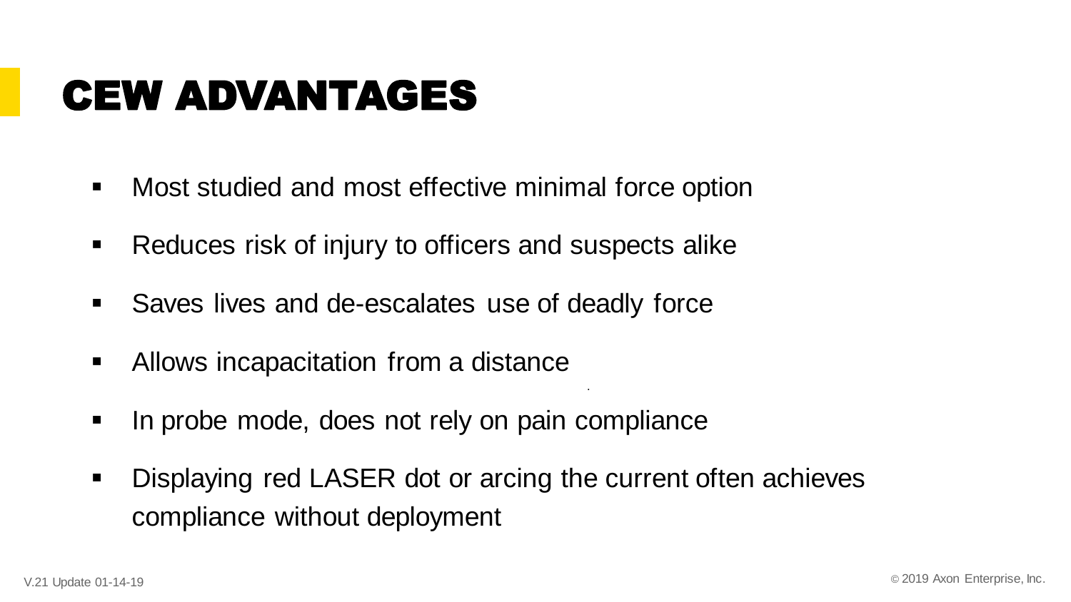# CEW ADVANTAGES

- Most studied and most effective minimal force option
- Reduces risk of injury to officers and suspects alike
- Saves lives and de-escalates use of deadly force
- Allows incapacitation from a distance
- In probe mode, does not rely on pain compliance
- Displaying red LASER dot or arcing the current often achieves compliance without deployment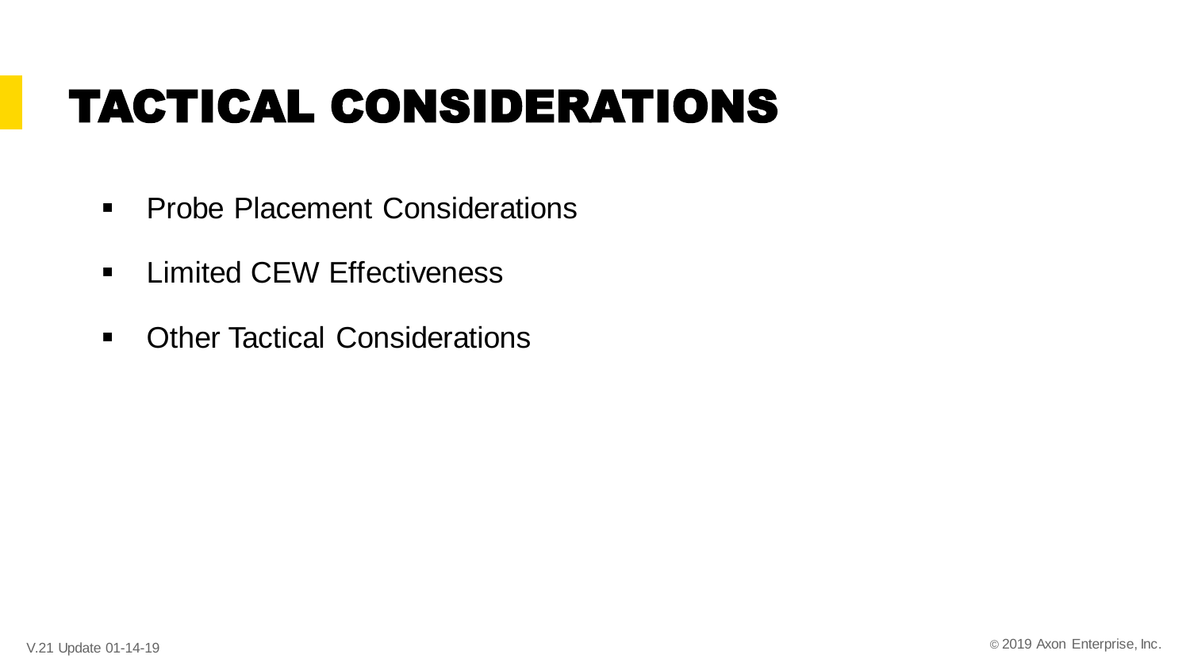# TACTICAL CONSIDERATIONS

- Probe Placement Considerations
- Limited CEW Effectiveness
- Other Tactical Considerations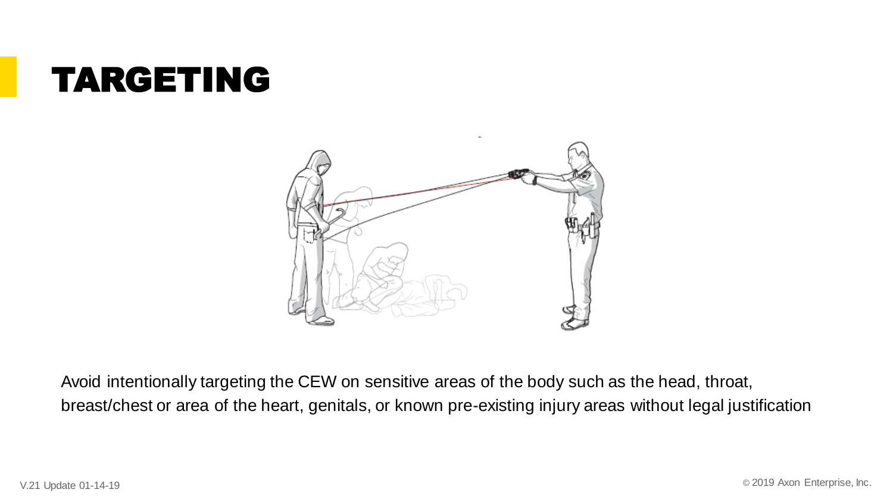# TARGETING

Avoid intentionally targeting the CEW on sensitive areas of the body such as the head, throat, breast/chest or area of the heart, genitals, or known pre-existing injury areas without legal justification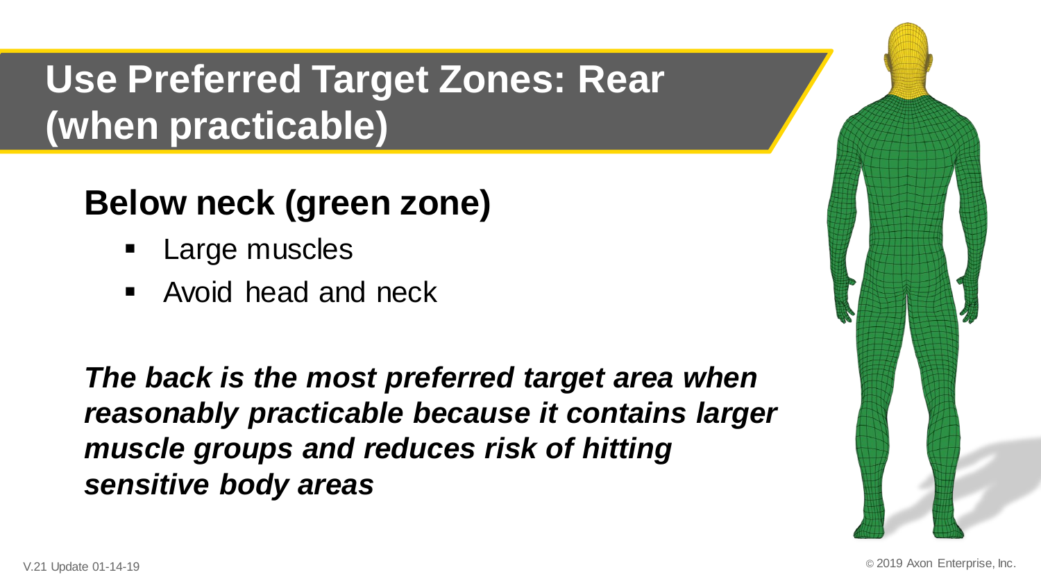# Use Preferred Target Zones: Rear (when practicable)

## Below neck (green zone)

- Large muscles
- Avoid head and neck

***The back is the most preferred target area when reasonably practicable because it contains larger muscle groups and reduces risk of hitting sensitive body areas***

V.21 Update 01-14-19

© 2019 Axon Enterprise, Inc.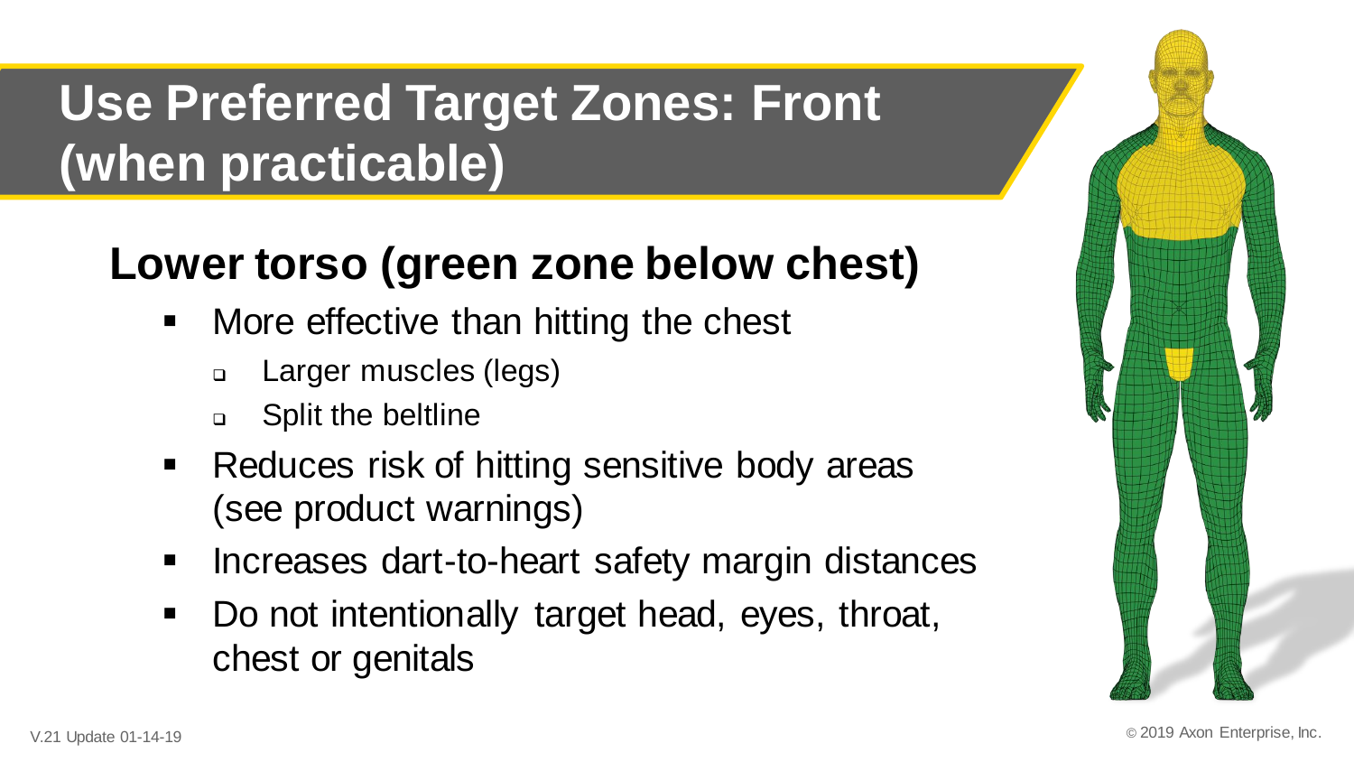# Use Preferred Target Zones: Front (when practicable)

## Lower torso (green zone below chest)

- More effective than hitting the chest
  - Larger muscles (legs)
  - Split the beltline
- Reduces risk of hitting sensitive body areas (see product warnings)
- Increases dart-to-heart safety margin distances
- Do not intentionally target head, eyes, throat, chest or genitals

V.21 Update 01-14-19

© 2019 Axon Enterprise, Inc.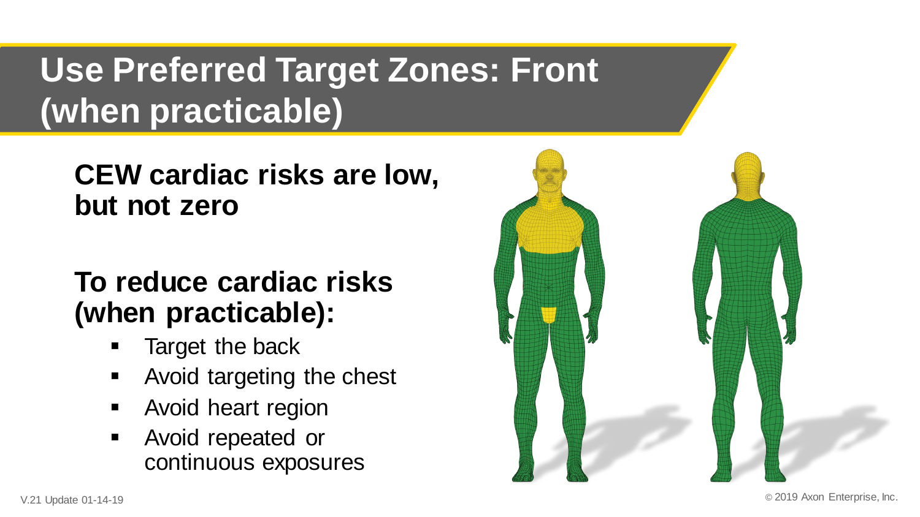# Use Preferred Target Zones: Front (when practicable)

**CEW cardiac risks are low, but not zero**

**To reduce cardiac risks (when practicable):**

- Target the back
- Avoid targeting the chest
- Avoid heart region
- Avoid repeated or continuous exposures

V.21 Update 01-14-19

© 2019 Axon Enterprise, Inc.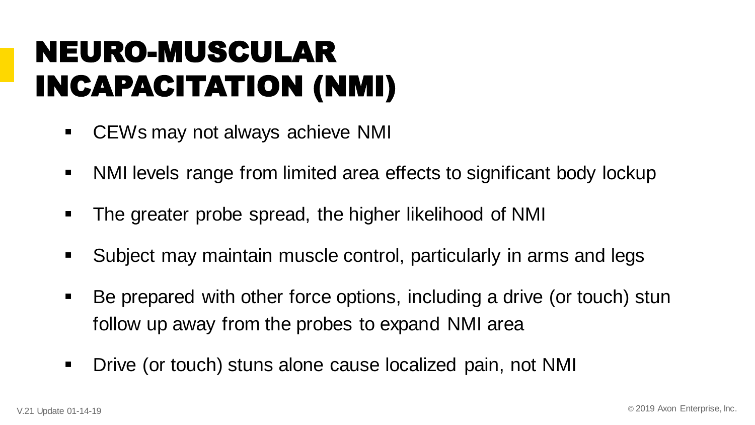# NEURO-MUSCULAR INCAPACITATION (NMI)

- CEWs may not always achieve NMI
- NMI levels range from limited area effects to significant body lockup
- The greater probe spread, the higher likelihood of NMI
- Subject may maintain muscle control, particularly in arms and legs
- Be prepared with other force options, including a drive (or touch) stun follow up away from the probes to expand NMI area
- Drive (or touch) stuns alone cause localized pain, not NMI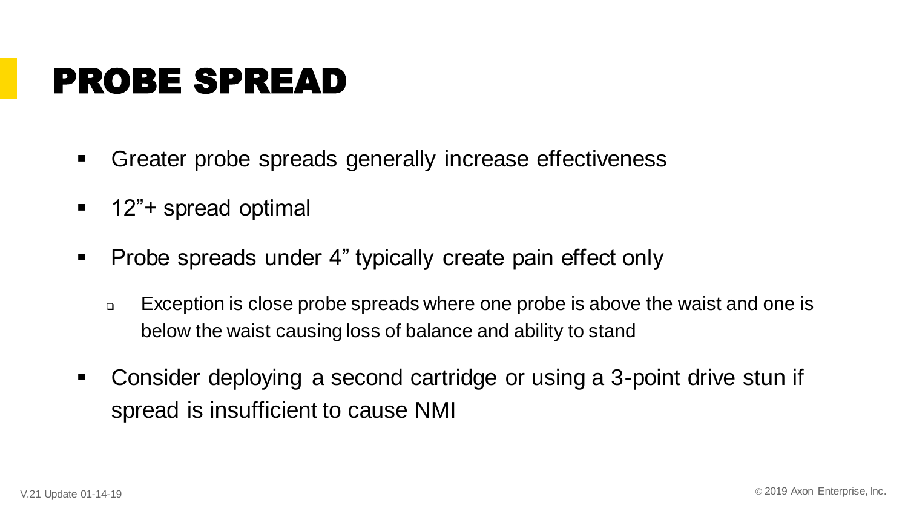# PROBE SPREAD

- Greater probe spreads generally increase effectiveness
- 12”+ spread optimal
- Probe spreads under 4” typically create pain effect only
  - Exception is close probe spreads where one probe is above the waist and one is below the waist causing loss of balance and ability to stand
- Consider deploying a second cartridge or using a 3-point drive stun if spread is insufficient to cause NMI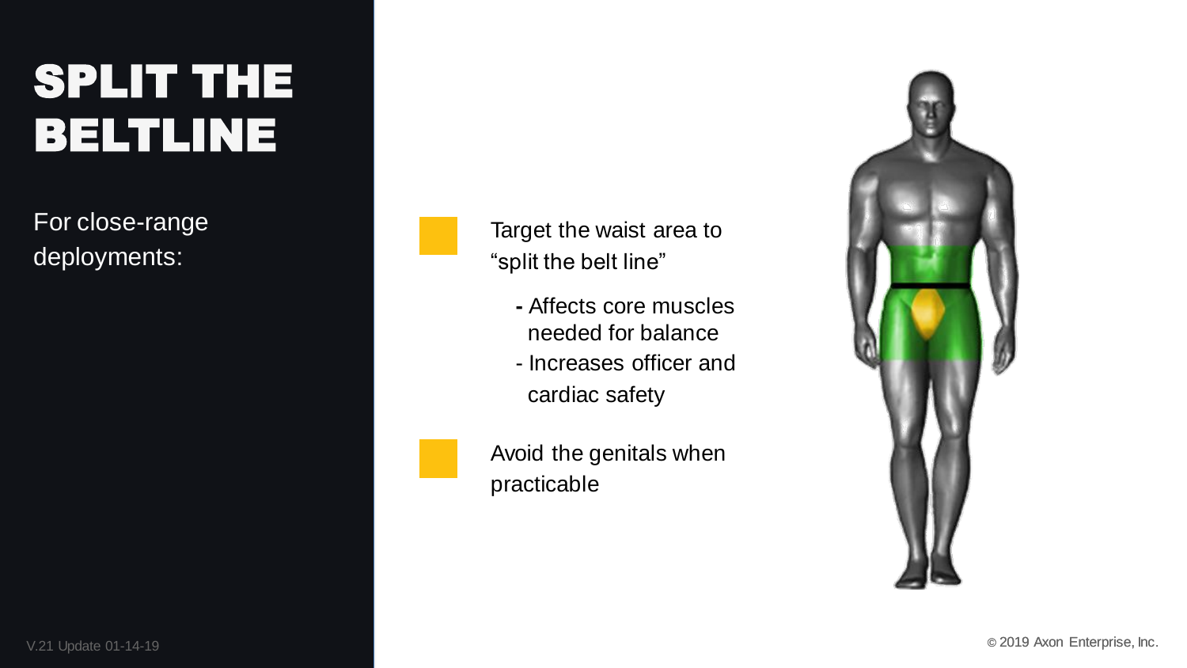# SPLIT THE BELTLINE

For close-range deployments:

- Target the waist area to "split the belt line"
  - Affects core muscles needed for balance
  - Increases officer and cardiac safety
- Avoid the genitals when practicable

V.21 Update 01-14-19

© 2019 Axon Enterprise, Inc.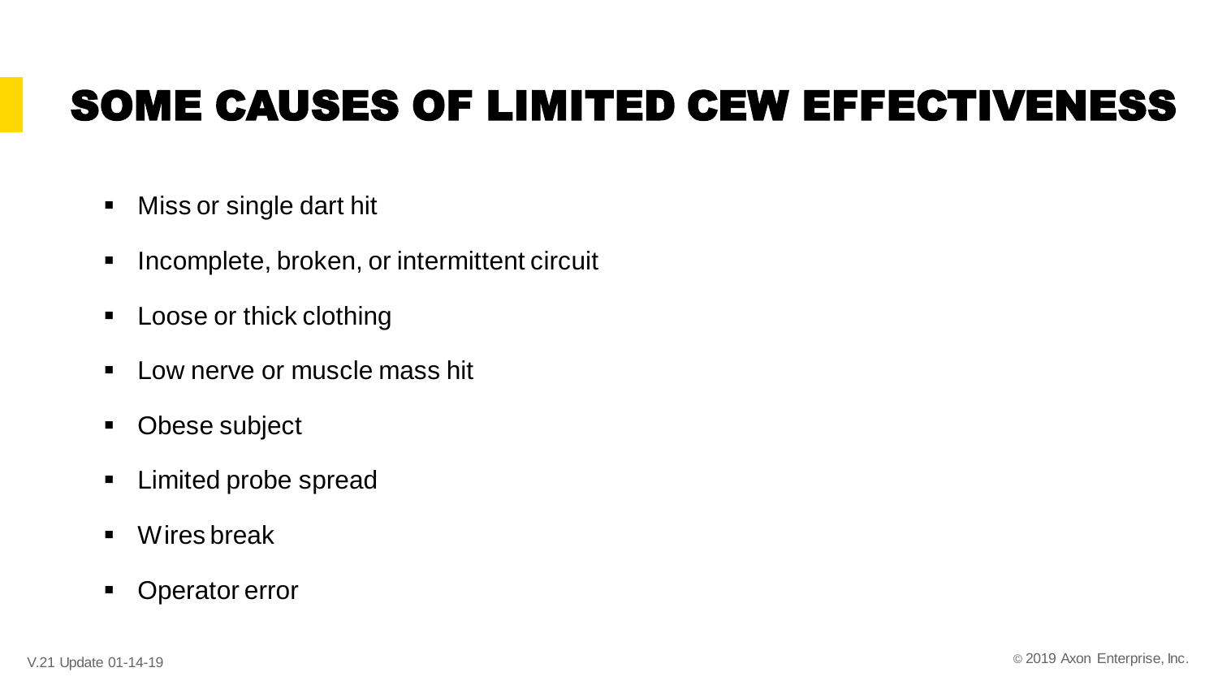# SOME CAUSES OF LIMITED CEW EFFECTIVENESS

- Miss or single dart hit
- Incomplete, broken, or intermittent circuit
- Loose or thick clothing
- Low nerve or muscle mass hit
- Obese subject
- Limited probe spread
- Wires break
- Operator error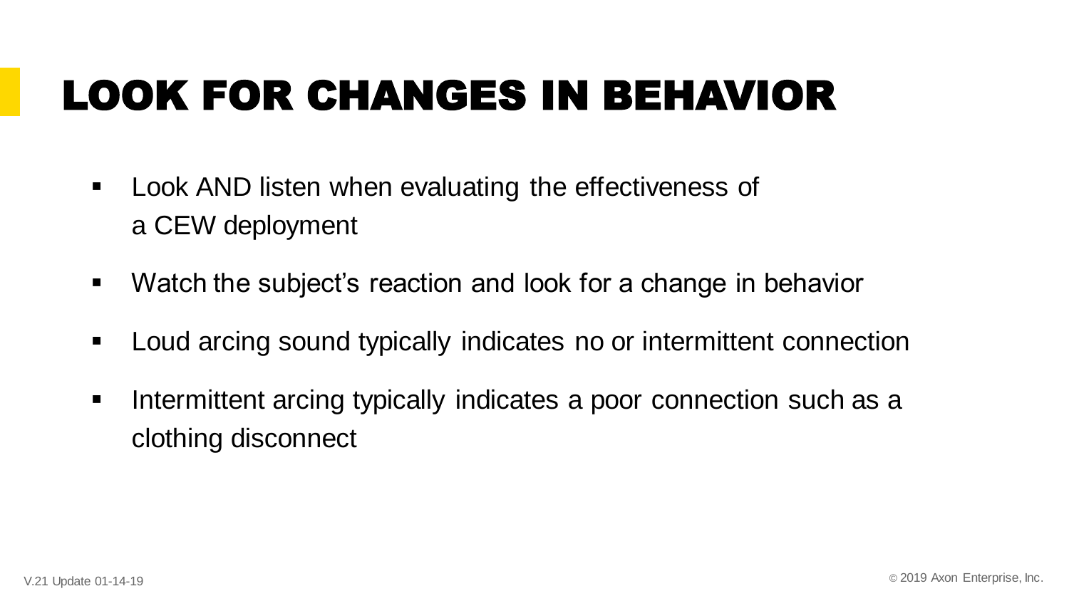# LOOK FOR CHANGES IN BEHAVIOR

- Look AND listen when evaluating the effectiveness of a CEW deployment
- Watch the subject's reaction and look for a change in behavior
- Loud arcing sound typically indicates no or intermittent connection
- Intermittent arcing typically indicates a poor connection such as a clothing disconnect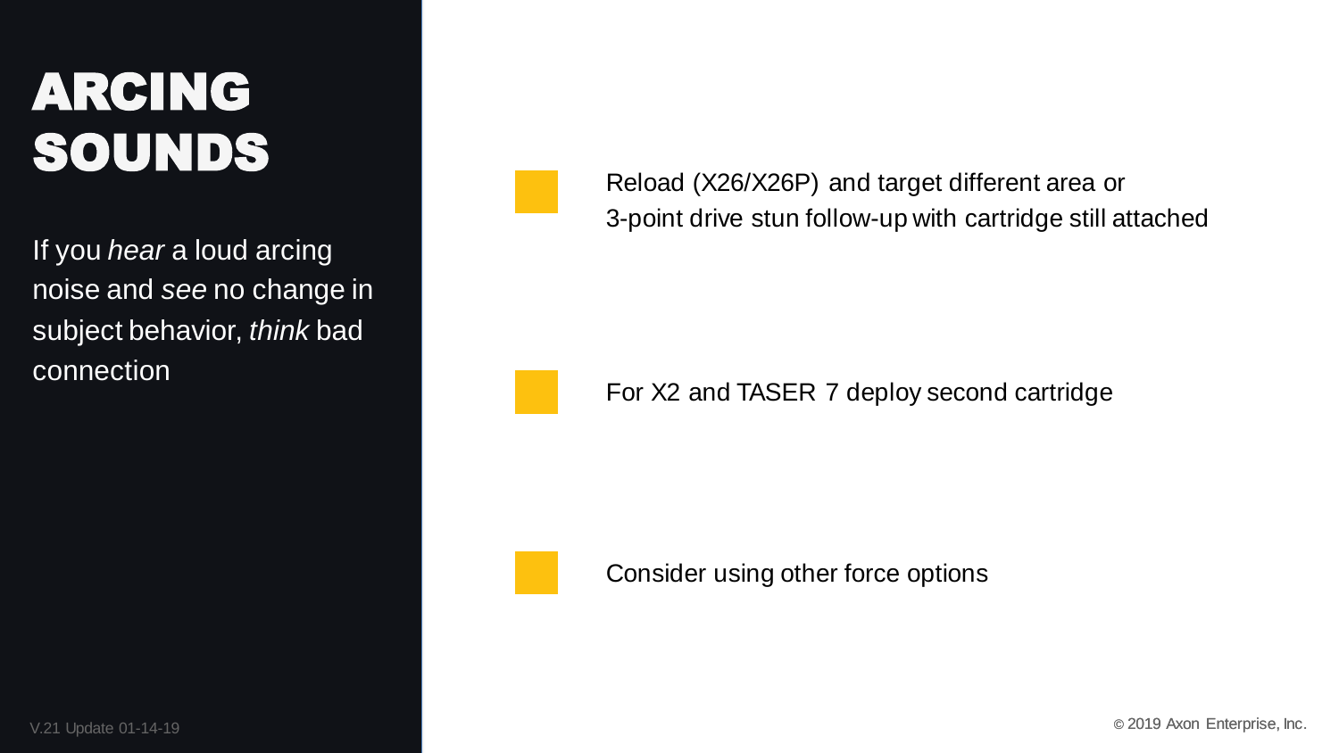# ARCING SOUNDS

If you *hear* a loud arcing noise and *see* no change in subject behavior, *think* bad connection

- Reload (X26/X26P) and target different area or 3-point drive stun follow-up with cartridge still attached
- For X2 and TASER 7 deploy second cartridge
- Consider using other force options

V.21 Update 01-14-19

© 2019 Axon Enterprise, Inc.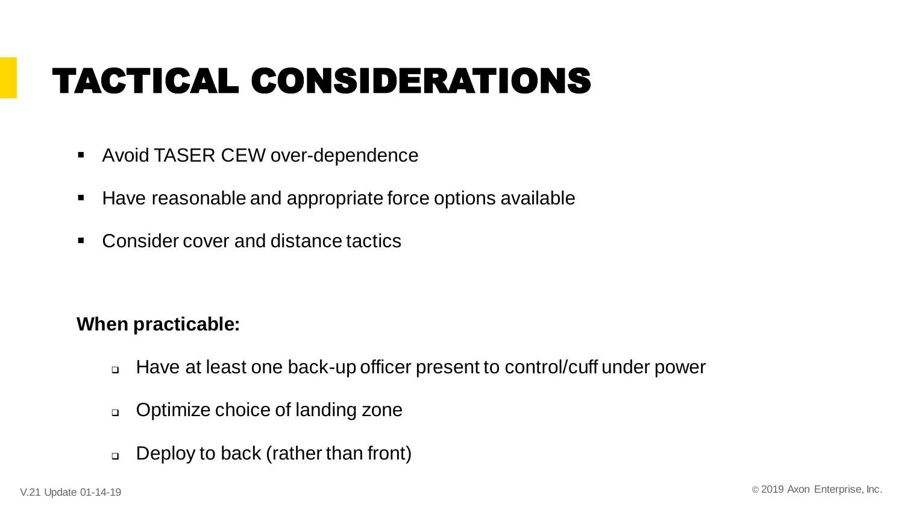# TACTICAL CONSIDERATIONS

- Avoid TASER CEW over-dependence
- Have reasonable and appropriate force options available
- Consider cover and distance tactics

**When practicable:**

- Have at least one back-up officer present to control/cuff under power
- Optimize choice of landing zone
- Deploy to back (rather than front)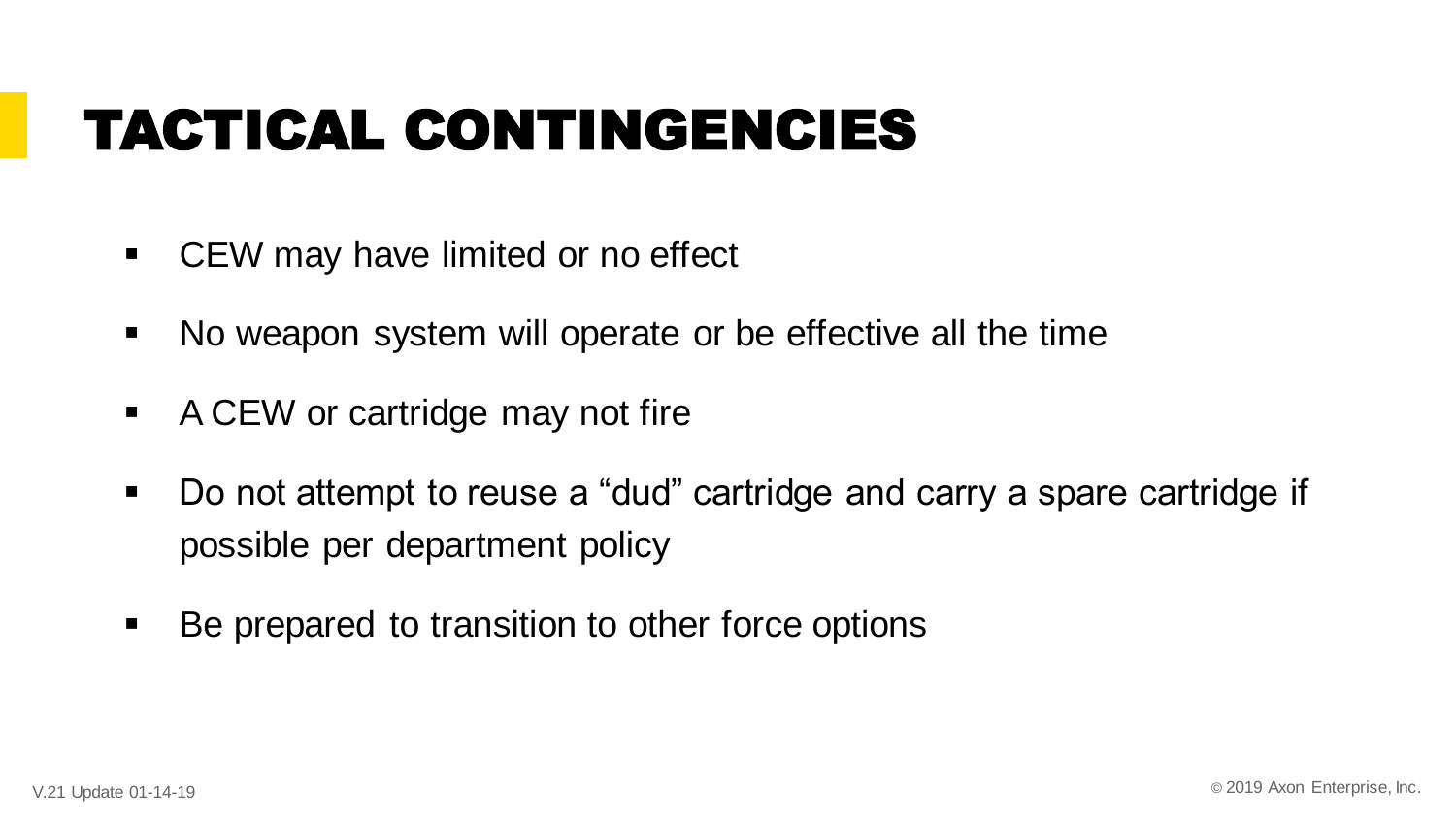# TACTICAL CONTINGENCIES

- CEW may have limited or no effect
- No weapon system will operate or be effective all the time
- A CEW or cartridge may not fire
- Do not attempt to reuse a "dud" cartridge and carry a spare cartridge if possible per department policy
- Be prepared to transition to other force options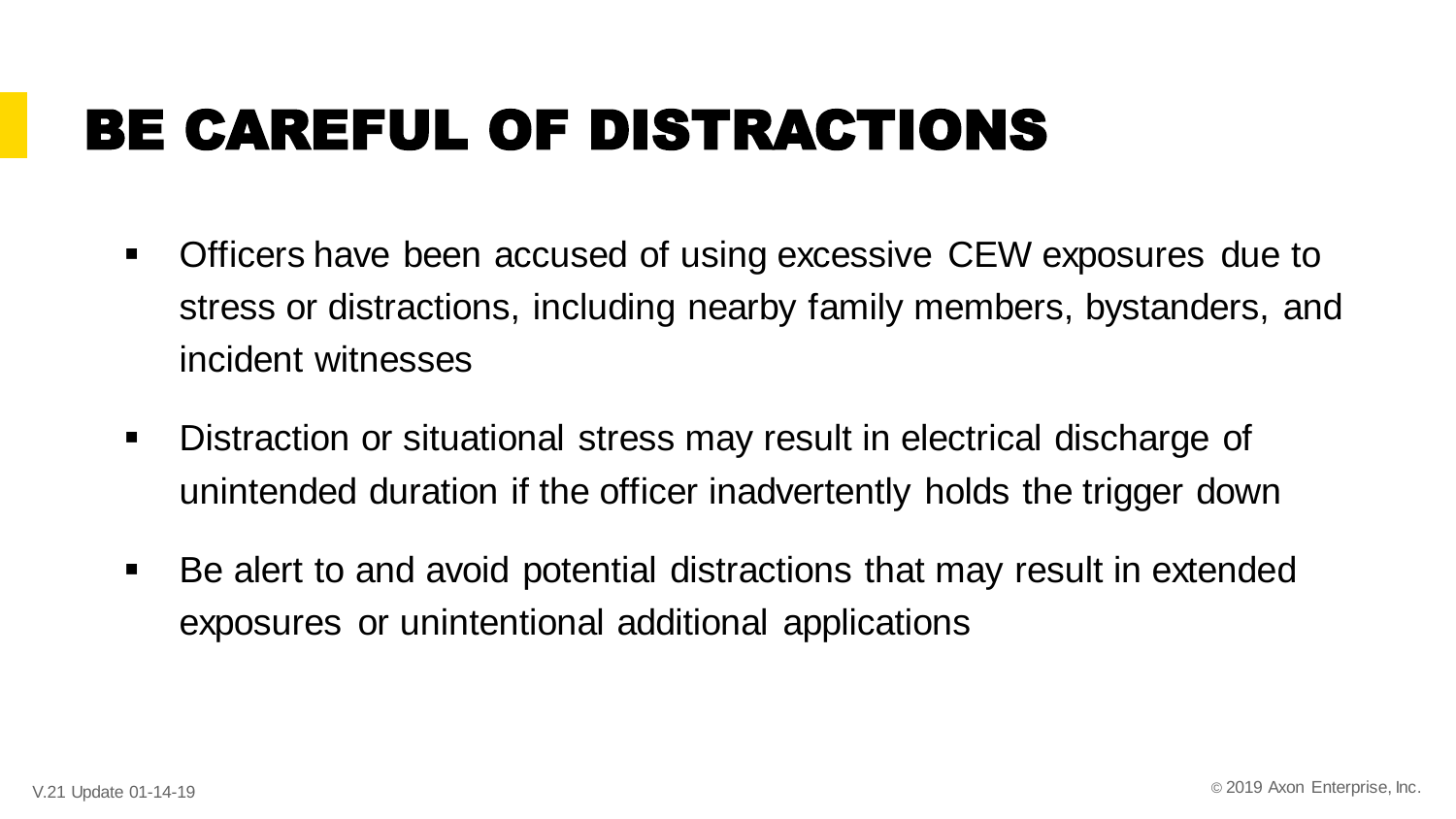# BE CAREFUL OF DISTRACTIONS

- Officers have been accused of using excessive CEW exposures due to stress or distractions, including nearby family members, bystanders, and incident witnesses
- Distraction or situational stress may result in electrical discharge of unintended duration if the officer inadvertently holds the trigger down
- Be alert to and avoid potential distractions that may result in extended exposures or unintentional additional applications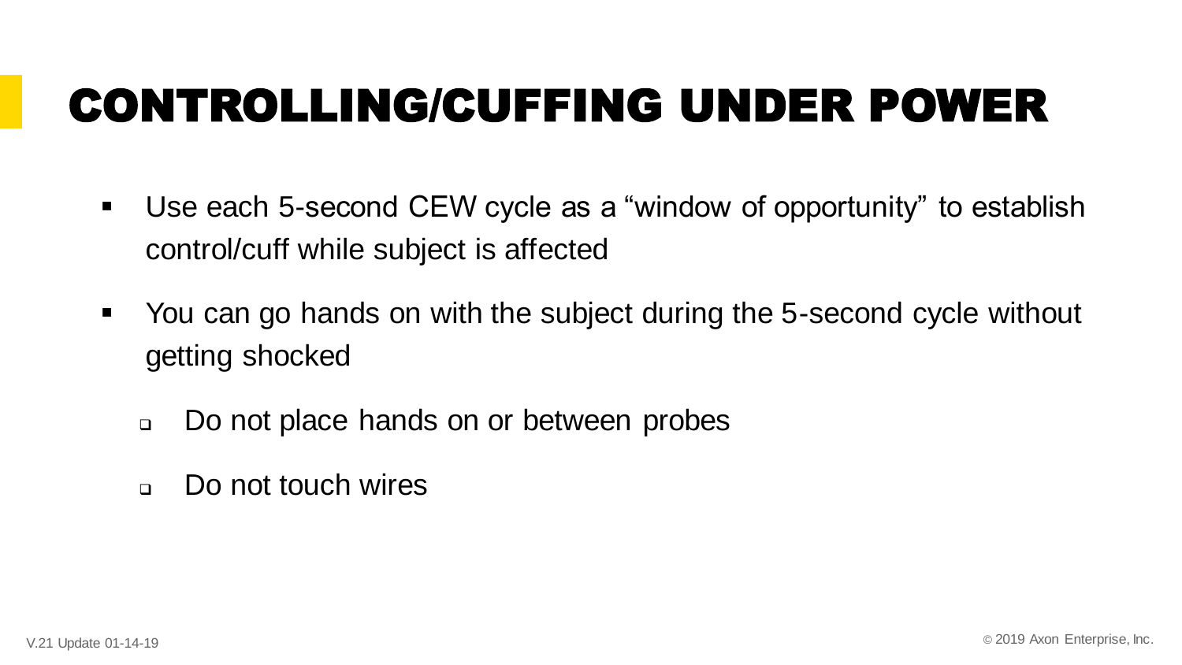# CONTROLLING/CUFFING UNDER POWER

- Use each 5-second CEW cycle as a "window of opportunity" to establish control/cuff while subject is affected
- You can go hands on with the subject during the 5-second cycle without getting shocked
    - Do not place hands on or between probes
    - Do not touch wires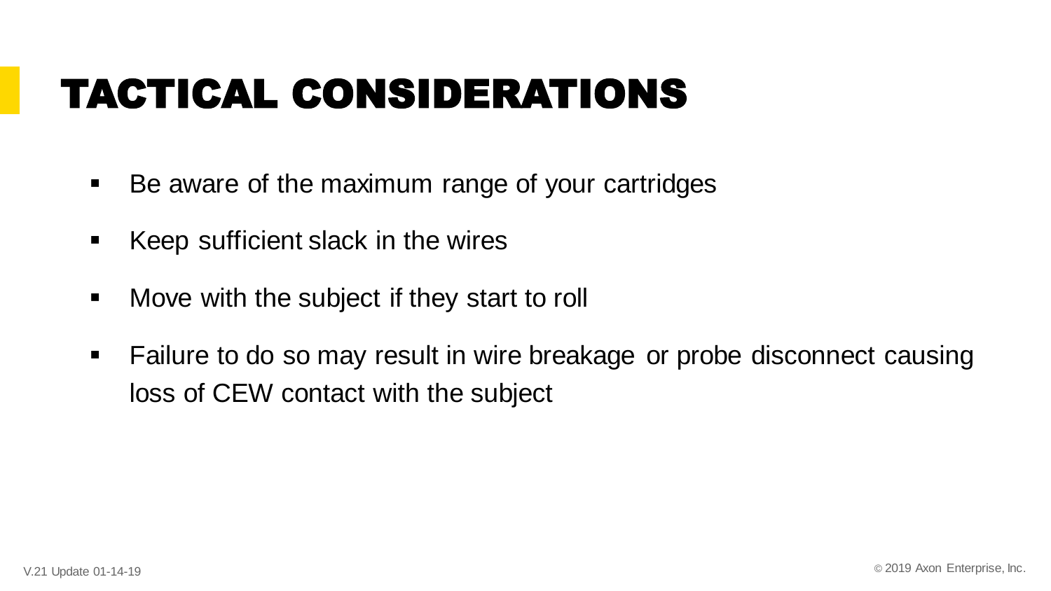# TACTICAL CONSIDERATIONS

- Be aware of the maximum range of your cartridges
- Keep sufficient slack in the wires
- Move with the subject if they start to roll
- Failure to do so may result in wire breakage or probe disconnect causing loss of CEW contact with the subject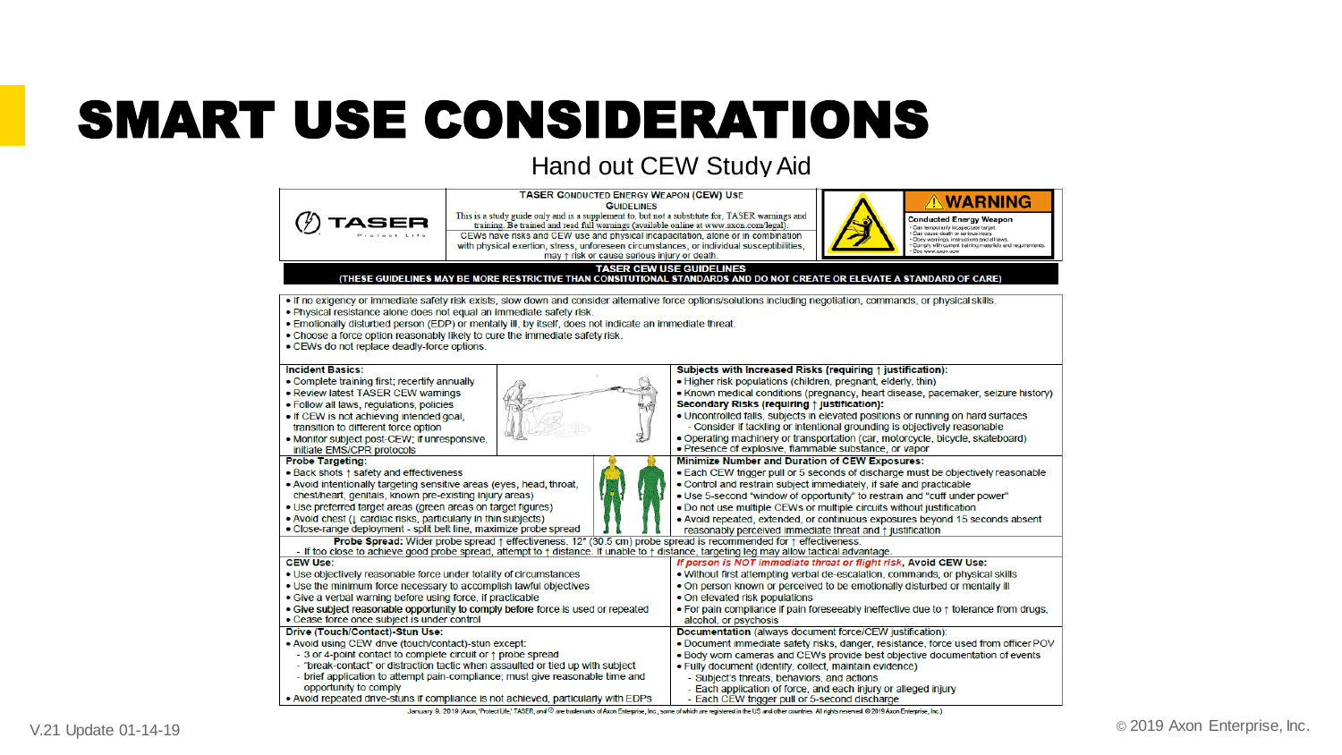# SMART USE CONSIDERATIONS

Hand out CEW Study Aid

TASER

**TASER CONDUCTED ENERGY WEAPON (CEW) USE GUIDELINES**

This is a study guide only and is a supplement to, but not a substitute for, TASER warnings and training. Be trained and read full warnings (available online at www.axon.com/legal).

CEWs have risks and CEW use and physical incapacitation, alone or in combination with physical exertion, stress, unforeseen circumstances, or individual susceptibilities, may ↑ risk or cause serious injury or death.

**⚠ WARNING**

**Conducted Energy Weapon**

- Can temporarily incapacitate target.
- Can cause death or serious injury.
- Obey warnings, instructions and all laws.
- Comply with current training materials and requirements.
- See www.axon.com

**TASER CEW USE GUIDELINES**
**(THESE GUIDELINES MAY BE MORE RESTRICTIVE THAN CONSITUTIONAL STANDARDS AND DO NOT CREATE OR ELEVATE A STANDARD OF CARE)**

- If no exigency or immediate safety risk exists, slow down and consider alternative force options/solutions including negotiation, commands, or physical skills.
- Physical resistance alone does not equal an immediate safety risk.
- Emotionally disturbed person (EDP) or mentally ill, by itself, does not indicate an immediate threat.
- Choose a force option reasonably likely to cure the immediate safety risk.
- CEWs do not replace deadly-force options.

**Incident Basics:**

- Complete training first; recertify annually
- Review latest TASER CEW warnings
- Follow all laws, regulations, policies
- If CEW is not achieving intended goal, transition to different force option
- Monitor subject post-CEW; if unresponsive, initiate EMS/CPR protocols

**Subjects with Increased Risks (requiring ↑ justification):**

- Higher risk populations (children, pregnant, elderly, thin)
- Known medical conditions (pregnancy, heart disease, pacemaker, seizure history)

**Secondary Risks (requiring ↑ justification):**

- Uncontrolled falls, subjects in elevated positions or running on hard surfaces
  - Consider if tackling or intentional grounding is objectively reasonable
- Operating machinery or transportation (car, motorcycle, bicycle, skateboard)
- Presence of explosive, flammable substance, or vapor

**Probe Targeting:**

- Back shots ↑ safety and effectiveness
- Avoid intentionally targeting sensitive areas (eyes, head, throat, chest/heart, genitals, known pre-existing injury areas)
- Use preferred target areas (green areas on target figures)
- Avoid chest (↓ cardiac risks, particularly in thin subjects)
- Close-range deployment - split belt line, maximize probe spread

**Minimize Number and Duration of CEW Exposures:**

- Each CEW trigger pull or 5 seconds of discharge must be objectively reasonable
- Control and restrain subject immediately, if safe and practicable
- Use 5-second "window of opportunity" to restrain and "cuff under power"
- Do not use multiple CEWs or multiple circuits without justification
- Avoid repeated, extended, or continuous exposures beyond 15 seconds absent reasonably perceived immediate threat and ↑ justification

**Probe Spread:** Wider probe spread ↑ effectiveness. 12" (30.5 cm) probe spread is recommended for ↑ effectiveness.
- If too close to achieve good probe spread, attempt to ↑ distance. If unable to ↑ distance, targeting leg may allow tactical advantage.

**CEW Use:**

- Use objectively reasonable force under totality of circumstances
- Use the minimum force necessary to accomplish lawful objectives
- Give a verbal warning before using force, if practicable
- **Give subject reasonable opportunity to comply before force is used or repeated**
- Cease force once subject is under control

***If person is NOT immediate threat or flight risk*, Avoid CEW Use:**

- Without first attempting verbal de-escalation, commands, or physical skills
- On person known or perceived to be emotionally disturbed or mentally ill
- On elevated risk populations
- For pain compliance if pain foreseeably ineffective due to ↑ tolerance from drugs, alcohol, or psychosis

**Drive (Touch/Contact)-Stun Use:**

- Avoid using CEW drive (touch/contact)-stun except:
  - 3 or 4-point contact to complete circuit or ↑ probe spread
  - "break-contact" or distraction tactic when assaulted or tied up with subject
  - brief application to attempt pain-compliance; must give reasonable time and opportunity to comply
- Avoid repeated drive-stuns if compliance is not achieved, particularly with EDPs

**Documentation** (always document force/CEW justification):

- Document immediate safety risks, danger, resistance, force used from officer POV
- Body worn cameras and CEWs provide best objective documentation of events
- Fully document (identify, collect, maintain evidence)
  - Subject's threats, behaviors, and actions
  - Each application of force, and each injury or alleged injury
  - Each CEW trigger pull or 5-second discharge

January 9, 2019 (Axon, 'Protect Life,' TASER, and ⚡ are trademarks of Axon Enterprise, Inc., some of which are registered in the US and other countries. All rights reserved. © 2019 Axon Enterprise, Inc.)

V.21 Update 01-14-19

© 2019 Axon Enterprise, Inc.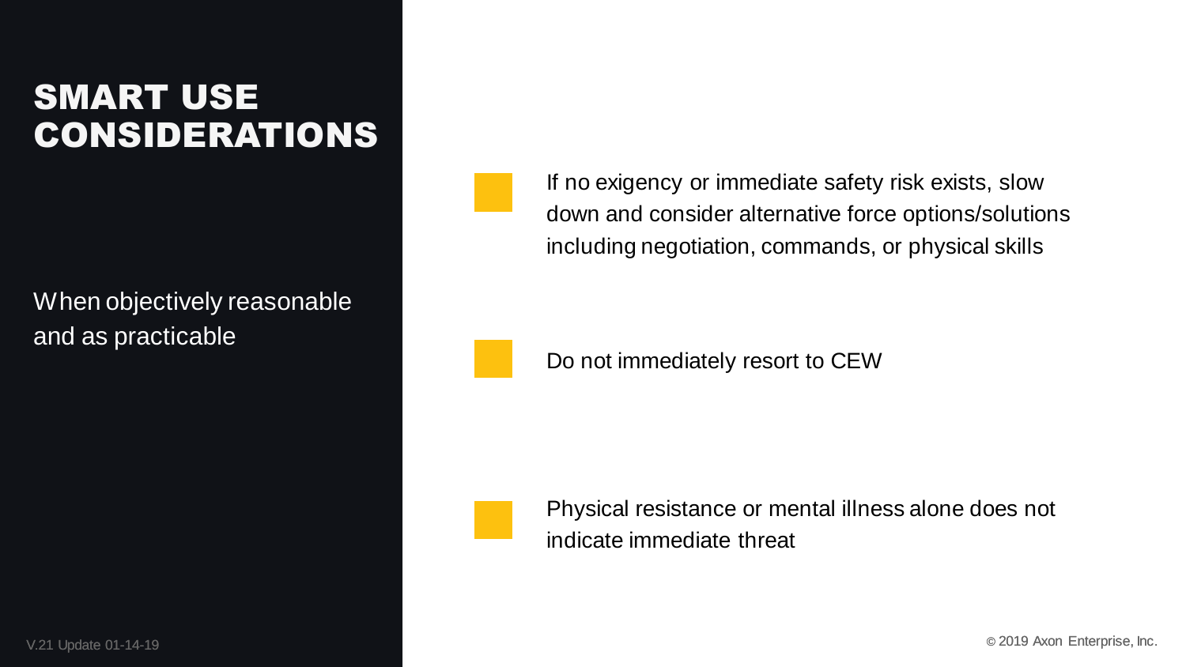# SMART USE CONSIDERATIONS

When objectively reasonable and as practicable

- If no exigency or immediate safety risk exists, slow down and consider alternative force options/solutions including negotiation, commands, or physical skills
- Do not immediately resort to CEW
- Physical resistance or mental illness alone does not indicate immediate threat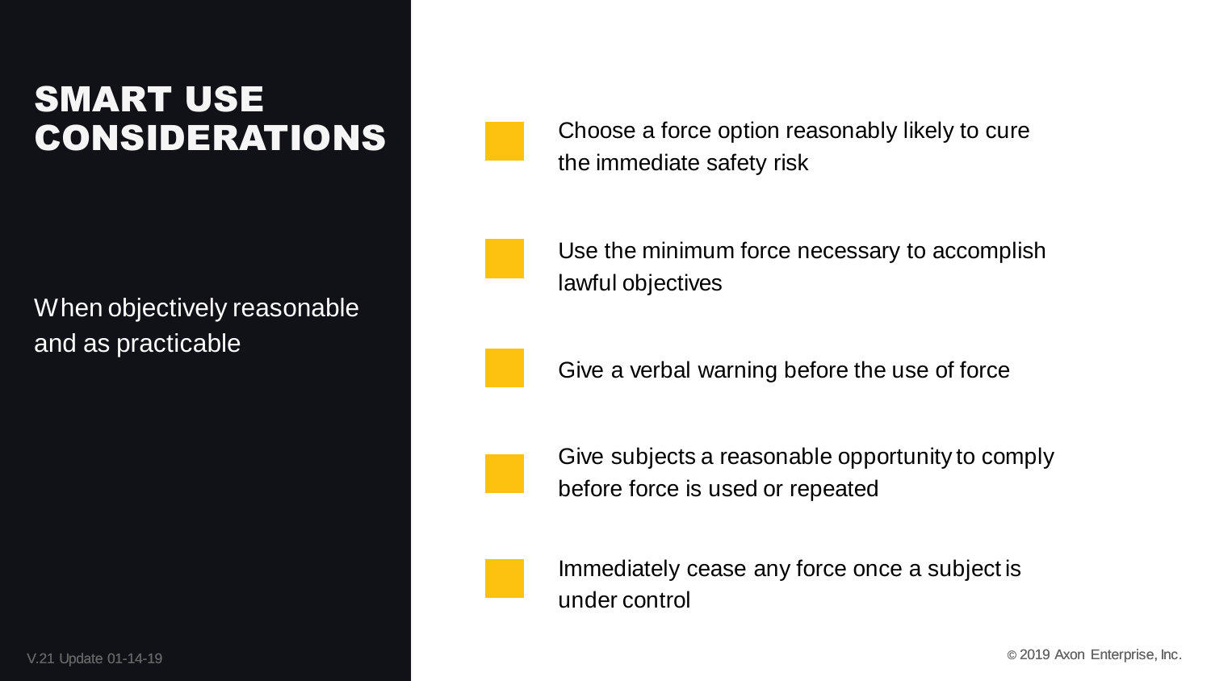# SMART USE CONSIDERATIONS

When objectively reasonable and as practicable

- Choose a force option reasonably likely to cure the immediate safety risk
- Use the minimum force necessary to accomplish lawful objectives
- Give a verbal warning before the use of force
- Give subjects a reasonable opportunity to comply before force is used or repeated
- Immediately cease any force once a subject is under control

V.21 Update 01-14-19

© 2019 Axon Enterprise, Inc.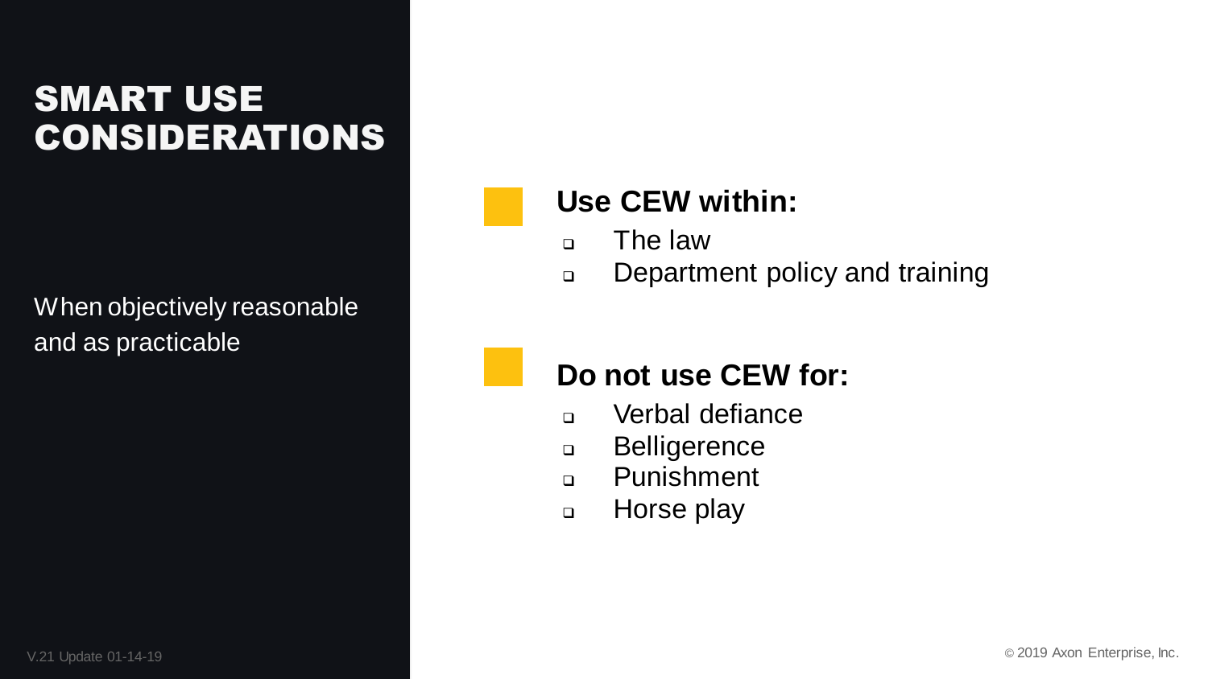# SMART USE CONSIDERATIONS

When objectively reasonable and as practicable

**Use CEW within:**

- The law
- Department policy and training

**Do not use CEW for:**

- Verbal defiance
- Belligerence
- Punishment
- Horse play

V.21 Update 01-14-19

© 2019 Axon Enterprise, Inc.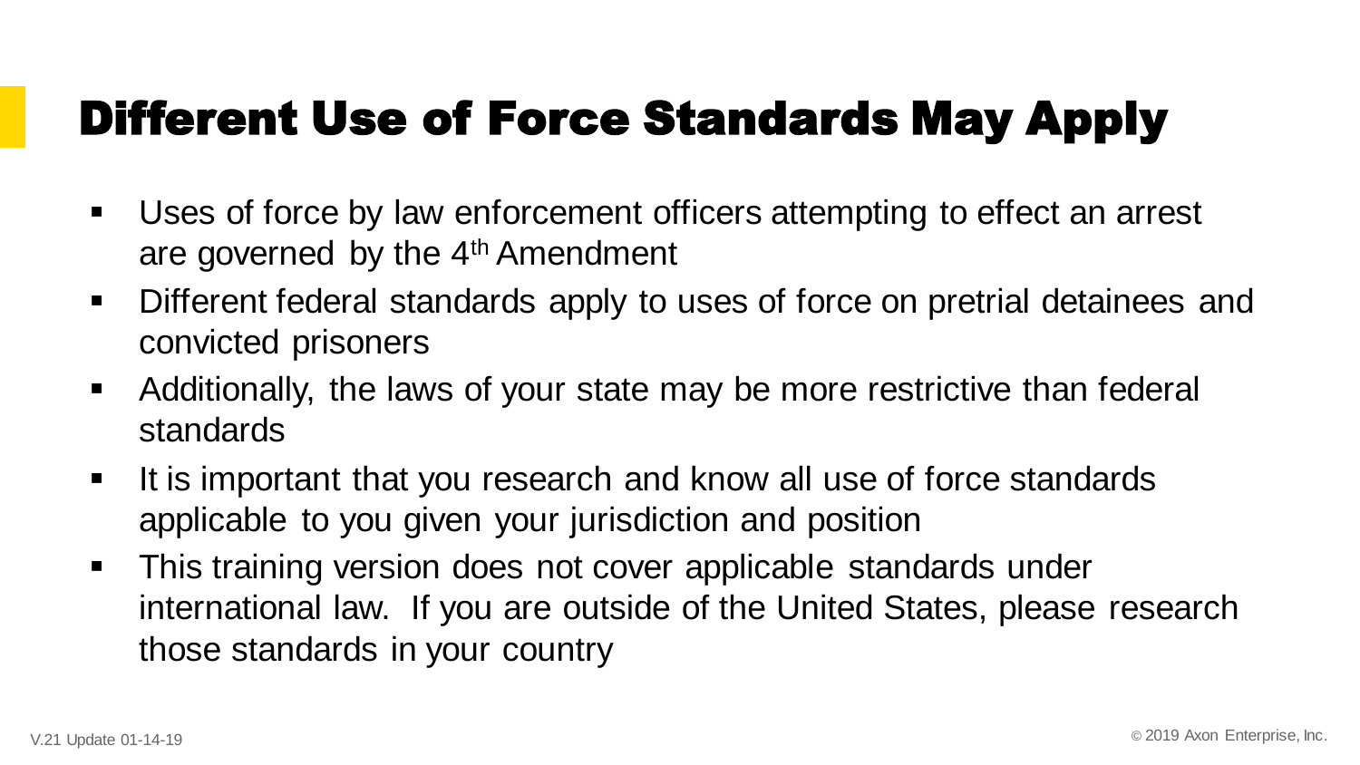# Different Use of Force Standards May Apply

- Uses of force by law enforcement officers attempting to effect an arrest are governed by the 4th Amendment
- Different federal standards apply to uses of force on pretrial detainees and convicted prisoners
- Additionally, the laws of your state may be more restrictive than federal standards
- It is important that you research and know all use of force standards applicable to you given your jurisdiction and position
- This training version does not cover applicable standards under international law. If you are outside of the United States, please research those standards in your country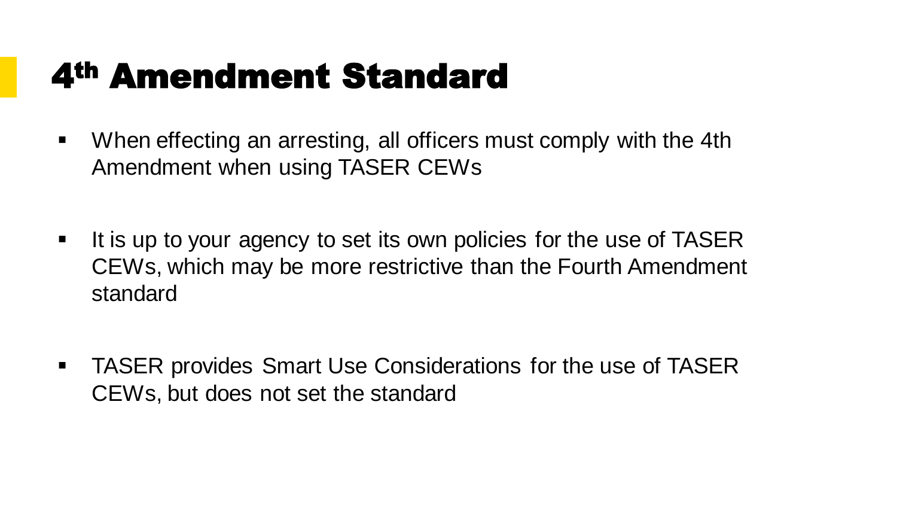# 4th Amendment Standard

- When effecting an arresting, all officers must comply with the 4th Amendment when using TASER CEWs
- It is up to your agency to set its own policies for the use of TASER CEWs, which may be more restrictive than the Fourth Amendment standard
- TASER provides Smart Use Considerations for the use of TASER CEWs, but does not set the standard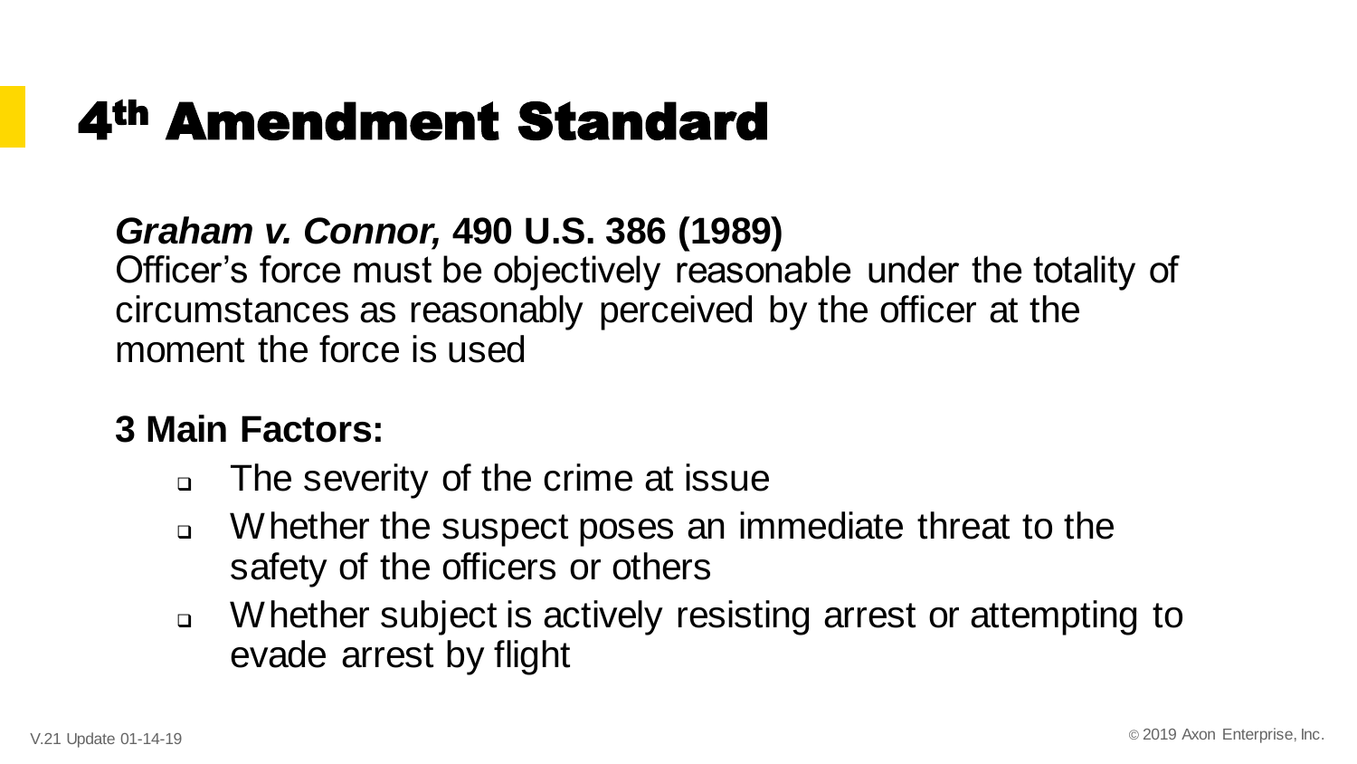# 4th Amendment Standard

***Graham v. Connor,* 490 U.S. 386 (1989)**
Officer's force must be objectively reasonable under the totality of circumstances as reasonably perceived by the officer at the moment the force is used

**3 Main Factors:**

- The severity of the crime at issue
- Whether the suspect poses an immediate threat to the safety of the officers or others
- Whether subject is actively resisting arrest or attempting to evade arrest by flight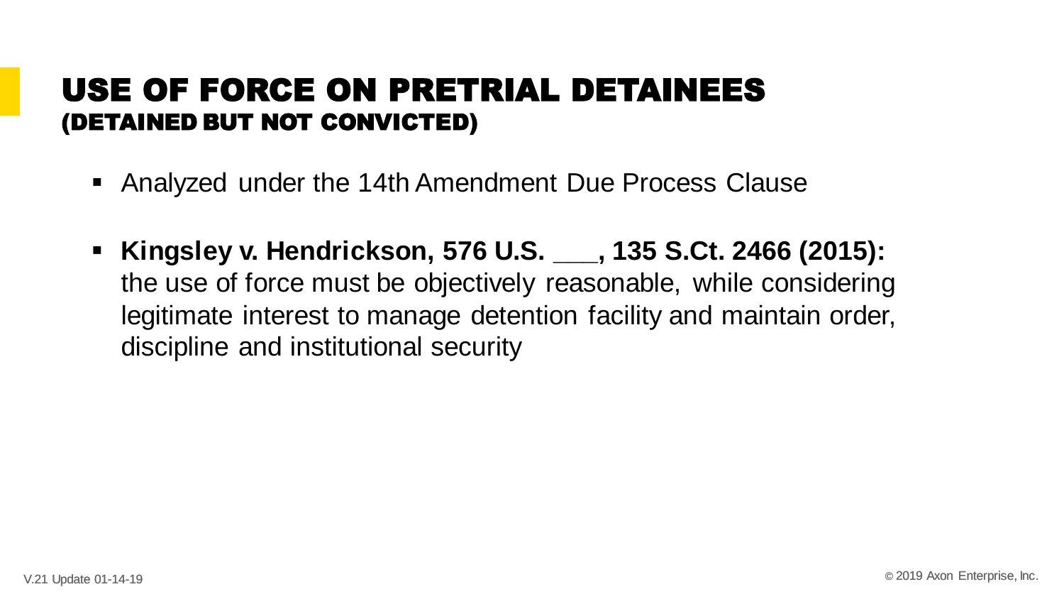# USE OF FORCE ON PRETRIAL DETAINEES
## (DETAINED BUT NOT CONVICTED)

- Analyzed under the 14th Amendment Due Process Clause
- **Kingsley v. Hendrickson, 576 U.S. ___, 135 S.Ct. 2466 (2015):** the use of force must be objectively reasonable, while considering legitimate interest to manage detention facility and maintain order, discipline and institutional security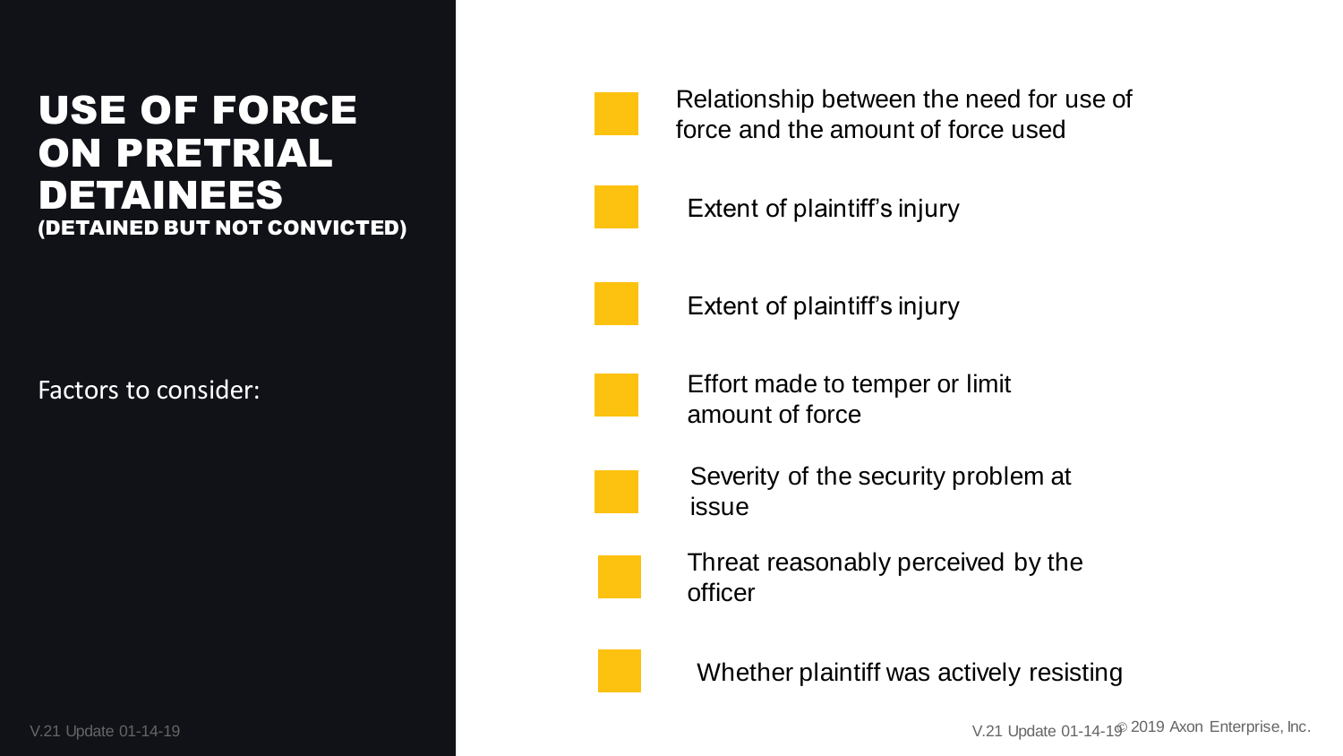# USE OF FORCE ON PRETRIAL DETAINEES
**(DETAINED BUT NOT CONVICTED)**

Factors to consider:

- Relationship between the need for use of force and the amount of force used
- Extent of plaintiff's injury
- Extent of plaintiff's injury
- Effort made to temper or limit amount of force
- Severity of the security problem at issue
- Threat reasonably perceived by the officer
- Whether plaintiff was actively resisting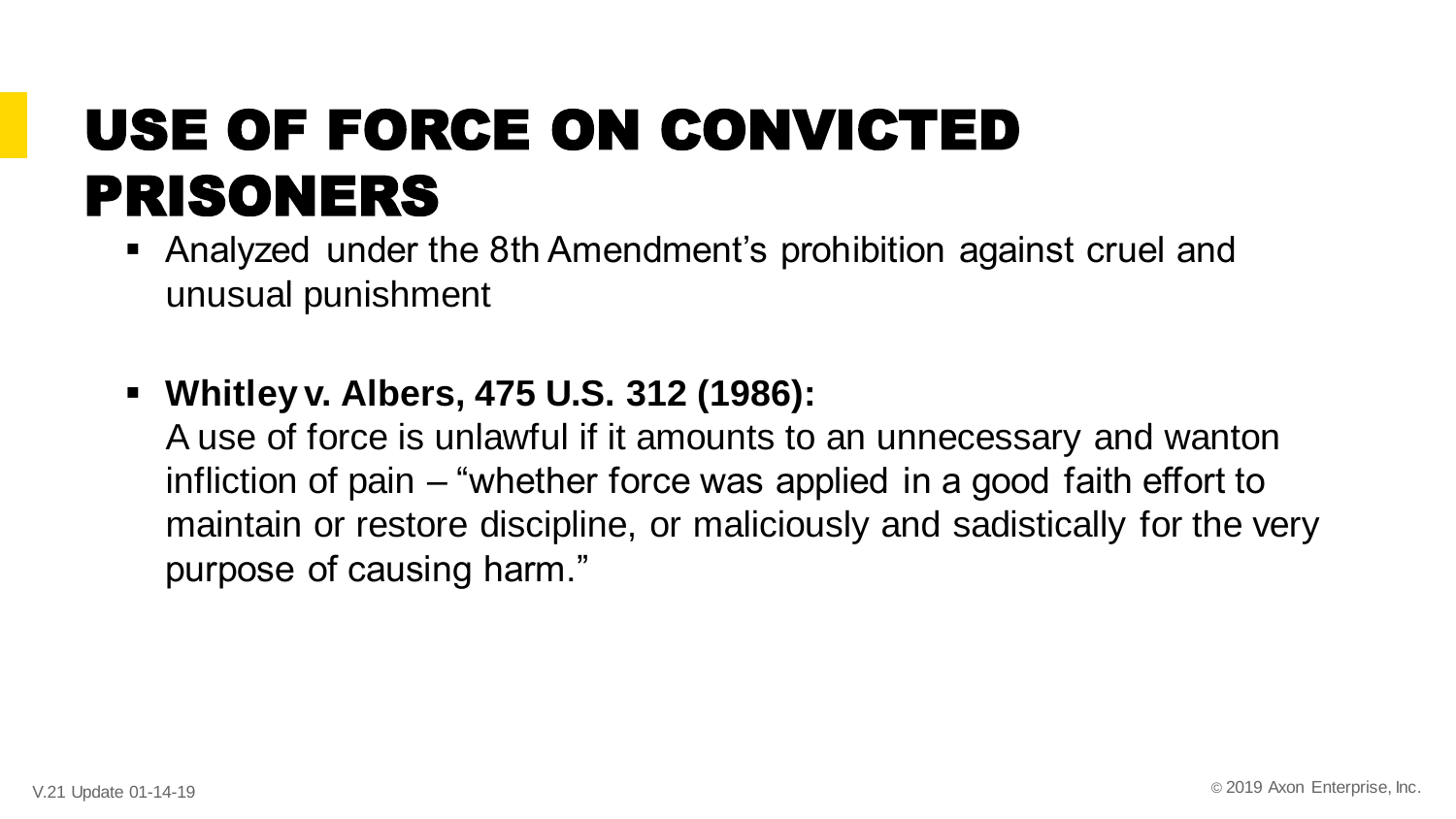# USE OF FORCE ON CONVICTED PRISONERS

- Analyzed under the 8th Amendment's prohibition against cruel and unusual punishment

- **Whitley v. Albers, 475 U.S. 312 (1986):**
  A use of force is unlawful if it amounts to an unnecessary and wanton infliction of pain – "whether force was applied in a good faith effort to maintain or restore discipline, or maliciously and sadistically for the very purpose of causing harm."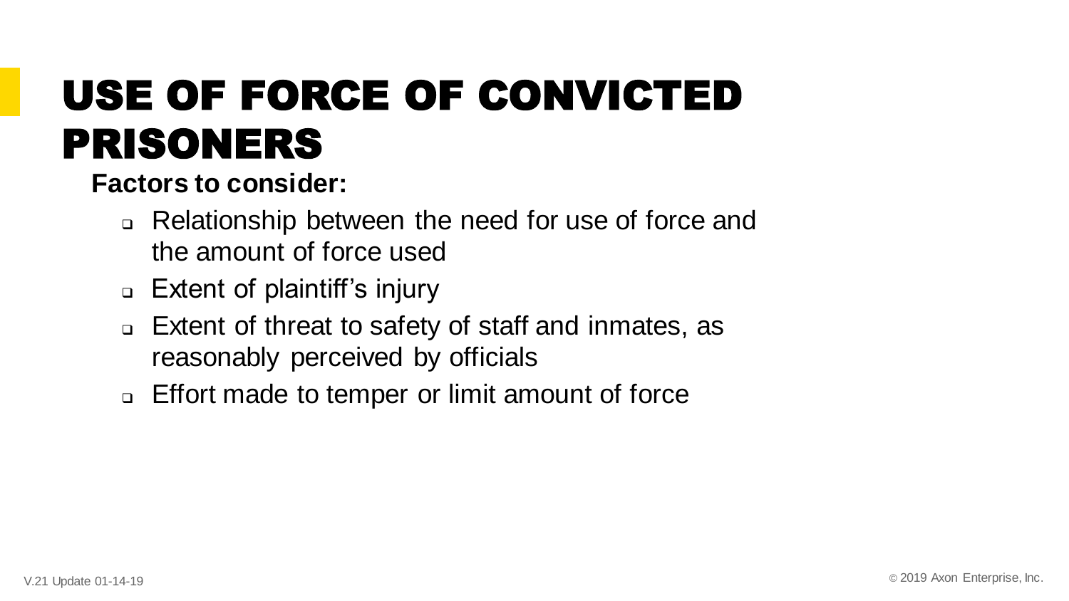# USE OF FORCE OF CONVICTED PRISONERS

**Factors to consider:**

- Relationship between the need for use of force and the amount of force used
- Extent of plaintiff's injury
- Extent of threat to safety of staff and inmates, as reasonably perceived by officials
- Effort made to temper or limit amount of force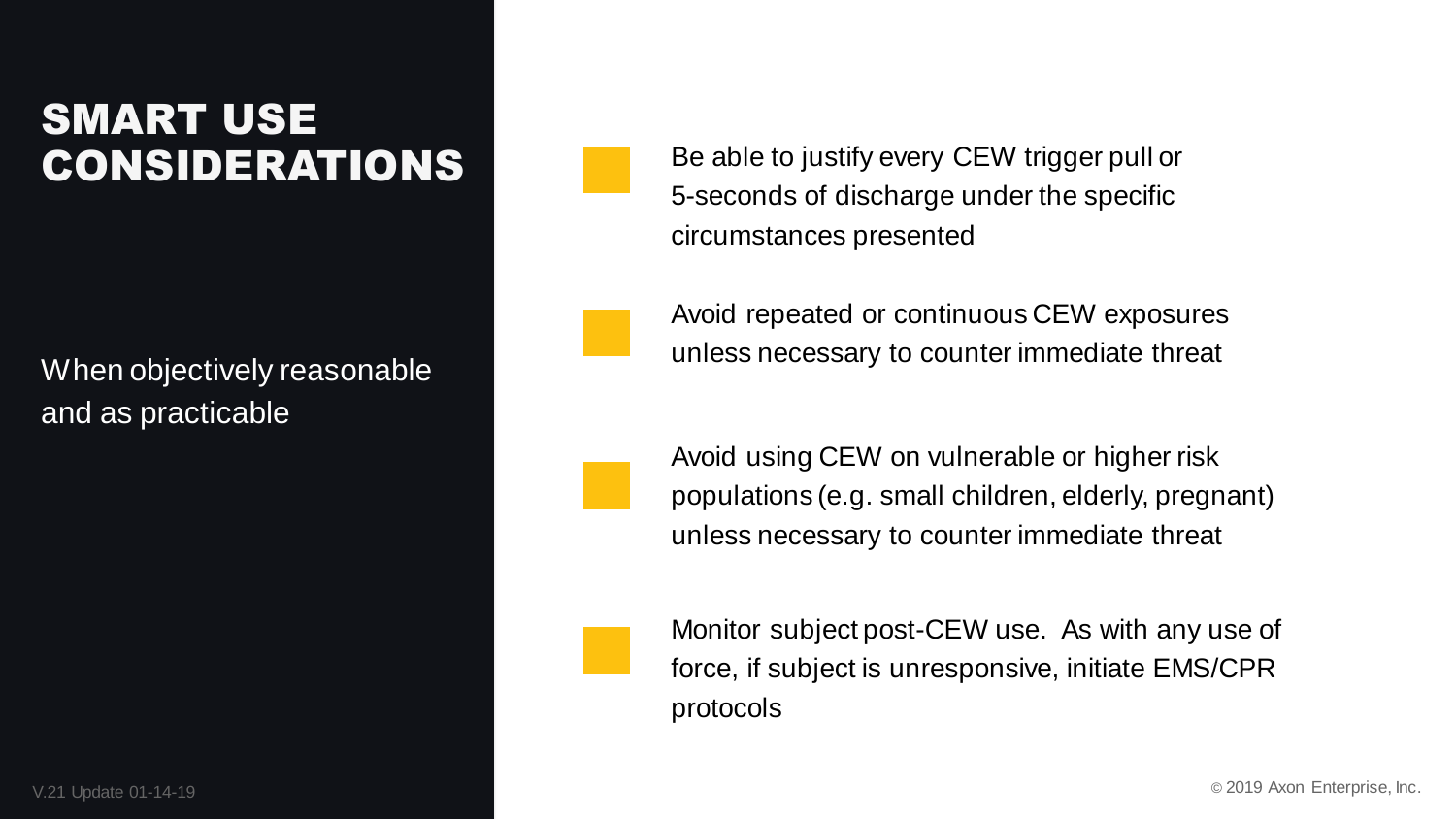# SMART USE CONSIDERATIONS

When objectively reasonable and as practicable

- Be able to justify every CEW trigger pull or 5-seconds of discharge under the specific circumstances presented
- Avoid repeated or continuous CEW exposures unless necessary to counter immediate threat
- Avoid using CEW on vulnerable or higher risk populations (e.g. small children, elderly, pregnant) unless necessary to counter immediate threat
- Monitor subject post-CEW use. As with any use of force, if subject is unresponsive, initiate EMS/CPR protocols

V.21 Update 01-14-19

© 2019 Axon Enterprise, Inc.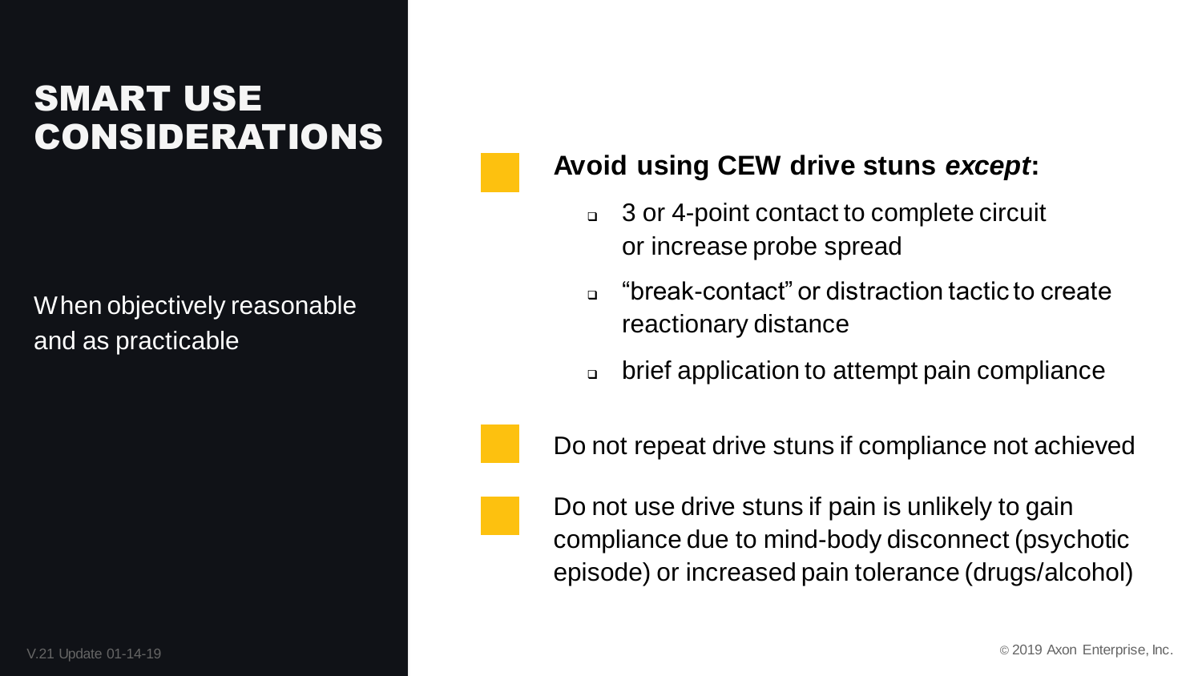# SMART USE CONSIDERATIONS

When objectively reasonable and as practicable

- **Avoid using CEW drive stuns *except*:**
  - 3 or 4-point contact to complete circuit or increase probe spread
  - “break-contact” or distraction tactic to create reactionary distance
  - brief application to attempt pain compliance
- Do not repeat drive stuns if compliance not achieved
- Do not use drive stuns if pain is unlikely to gain compliance due to mind-body disconnect (psychotic episode) or increased pain tolerance (drugs/alcohol)

V.21 Update 01-14-19

© 2019 Axon Enterprise, Inc.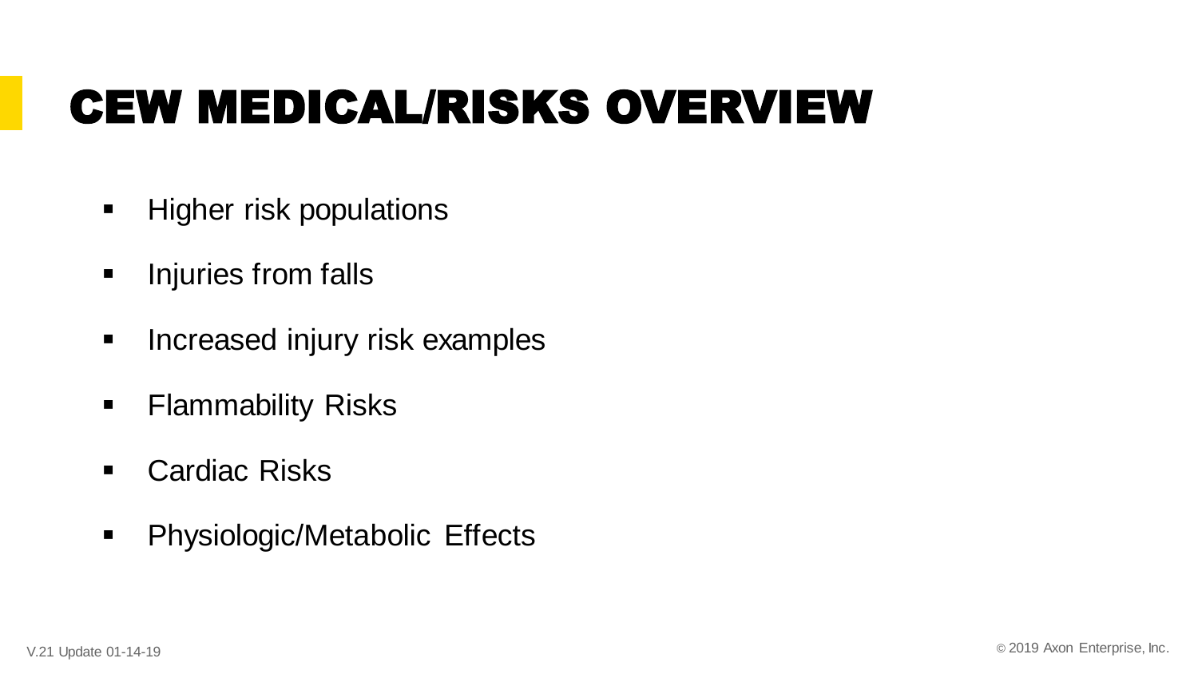# CEW MEDICAL/RISKS OVERVIEW

- Higher risk populations
- Injuries from falls
- Increased injury risk examples
- Flammability Risks
- Cardiac Risks
- Physiologic/Metabolic Effects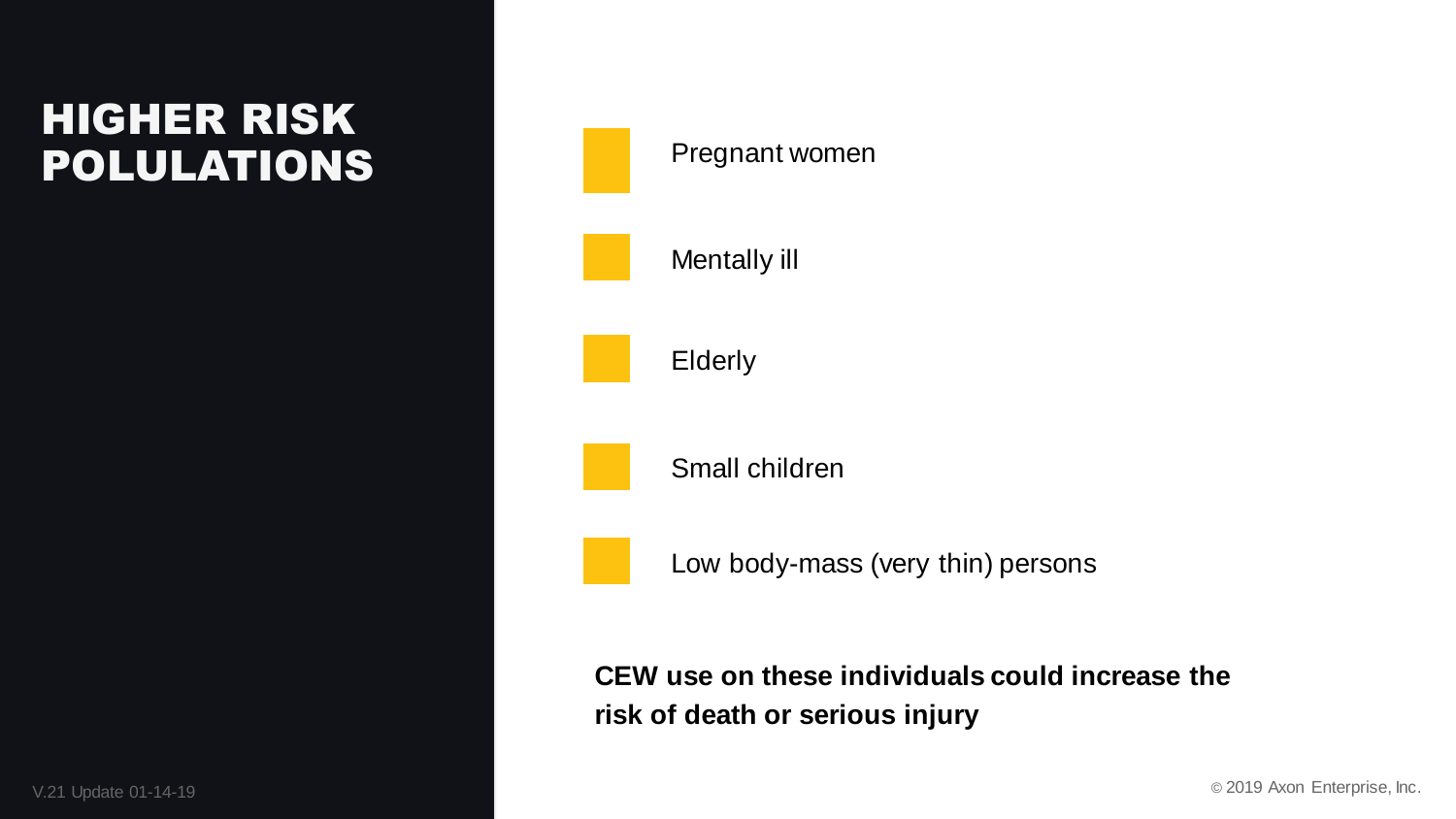# HIGHER RISK POLULATIONS

- Pregnant women
- Mentally ill
- Elderly
- Small children
- Low body-mass (very thin) persons

**CEW use on these individuals could increase the risk of death or serious injury**

V.21 Update 01-14-19

© 2019 Axon Enterprise, Inc.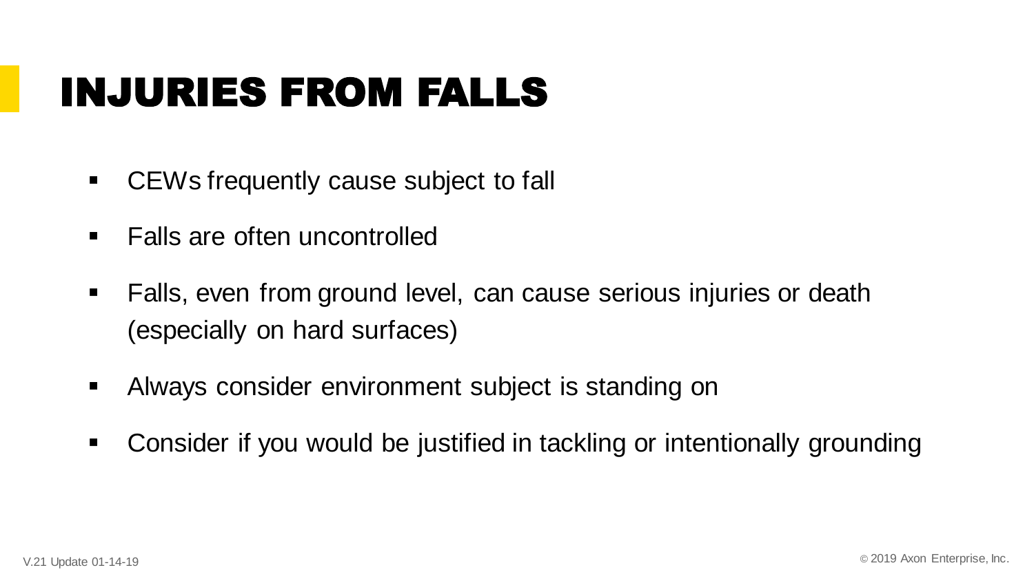# INJURIES FROM FALLS

- CEWs frequently cause subject to fall
- Falls are often uncontrolled
- Falls, even from ground level, can cause serious injuries or death (especially on hard surfaces)
- Always consider environment subject is standing on
- Consider if you would be justified in tackling or intentionally grounding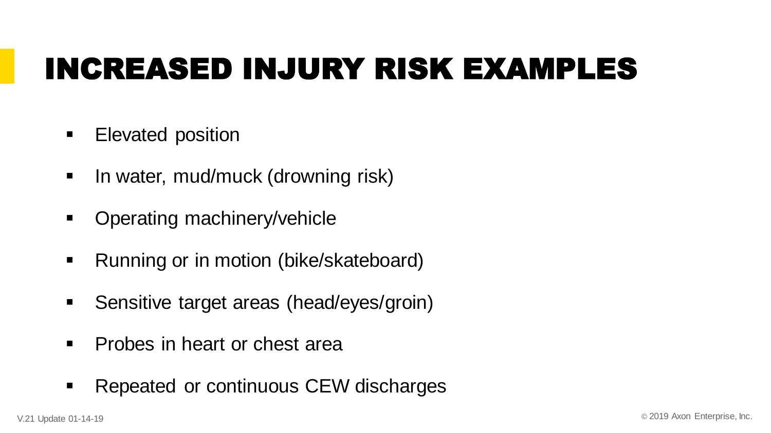# INCREASED INJURY RISK EXAMPLES

- Elevated position
- In water, mud/muck (drowning risk)
- Operating machinery/vehicle
- Running or in motion (bike/skateboard)
- Sensitive target areas (head/eyes/groin)
- Probes in heart or chest area
- Repeated or continuous CEW discharges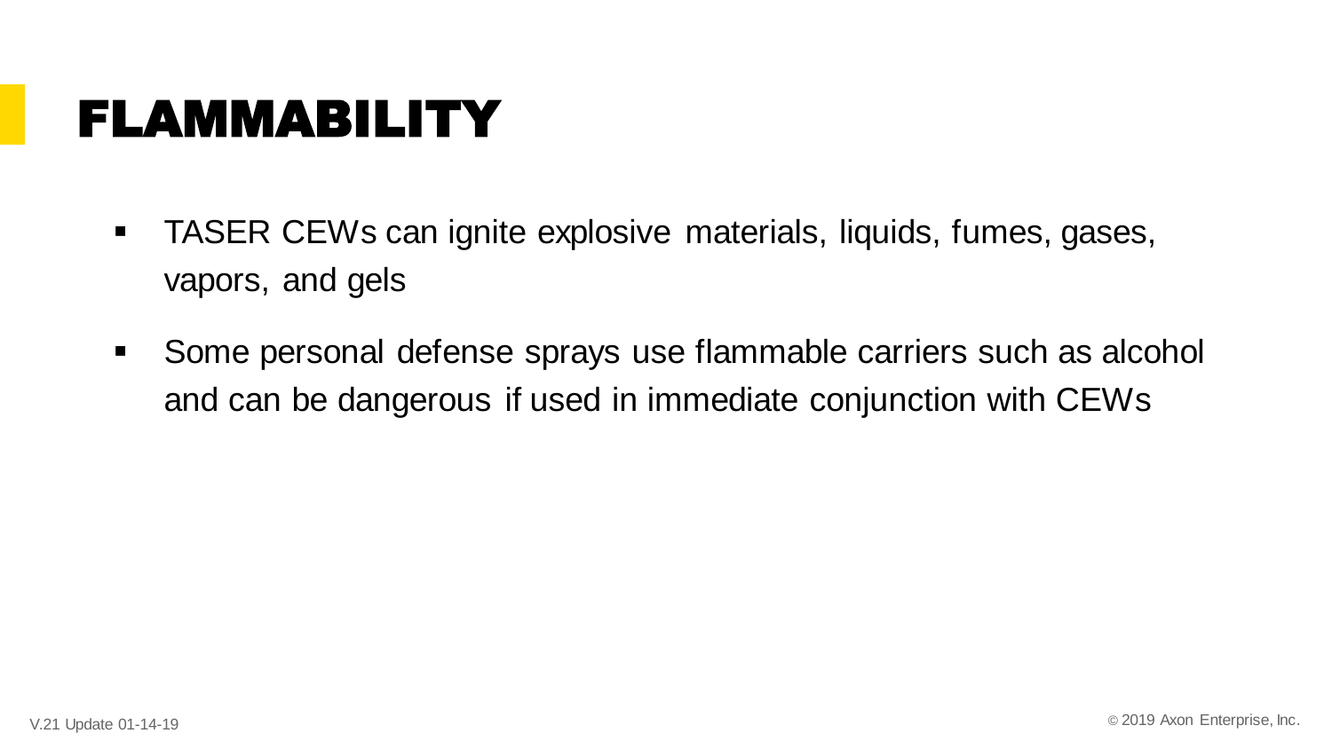# FLAMMABILITY

- TASER CEWs can ignite explosive materials, liquids, fumes, gases, vapors, and gels
- Some personal defense sprays use flammable carriers such as alcohol and can be dangerous if used in immediate conjunction with CEWs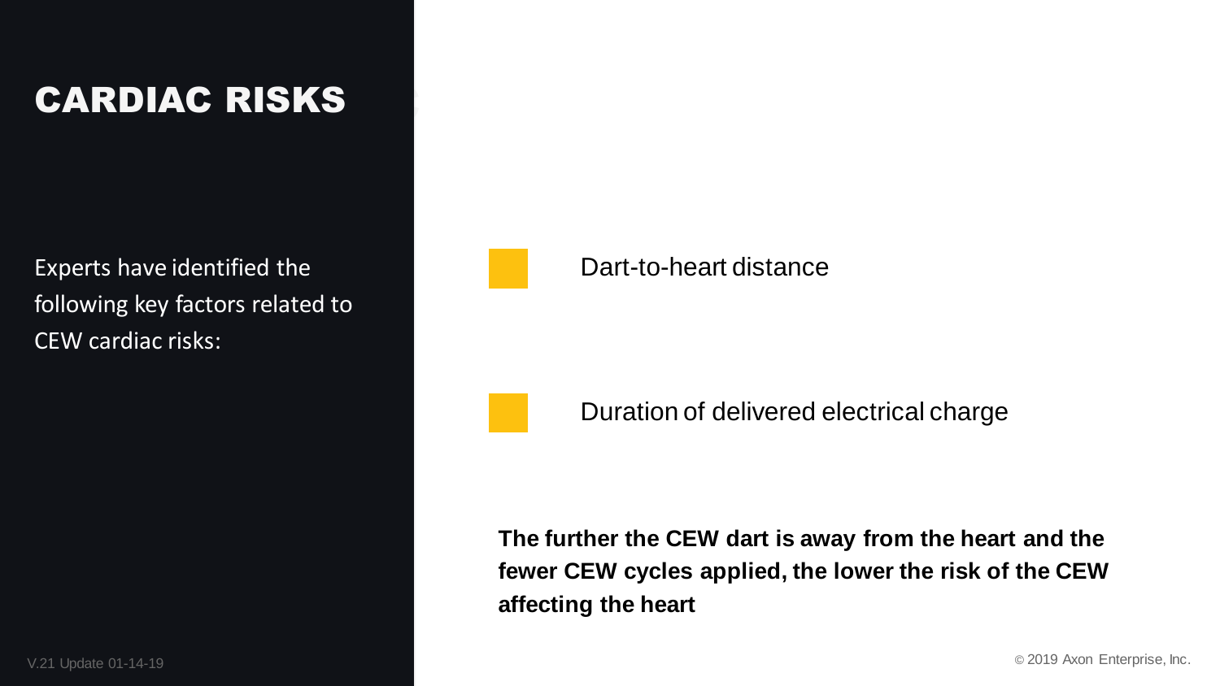# CARDIAC RISKS

Experts have identified the following key factors related to CEW cardiac risks:

- Dart-to-heart distance
- Duration of delivered electrical charge

**The further the CEW dart is away from the heart and the fewer CEW cycles applied, the lower the risk of the CEW affecting the heart**

V.21 Update 01-14-19

© 2019 Axon Enterprise, Inc.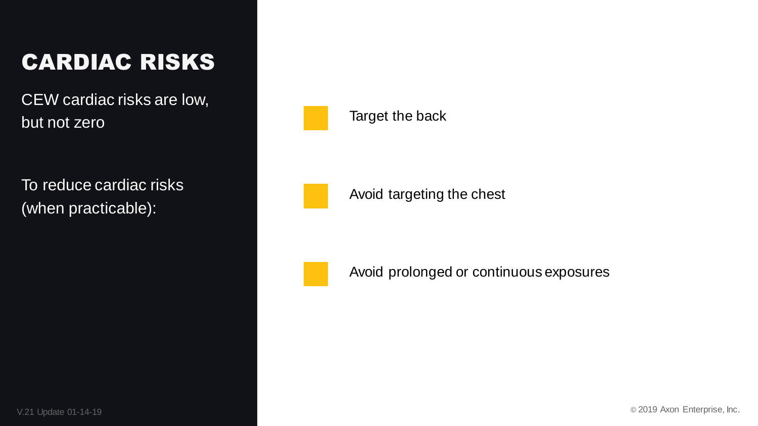# CARDIAC RISKS

CEW cardiac risks are low, but not zero

To reduce cardiac risks (when practicable):

- Target the back
- Avoid targeting the chest
- Avoid prolonged or continuous exposures

V.21 Update 01-14-19

© 2019 Axon Enterprise, Inc.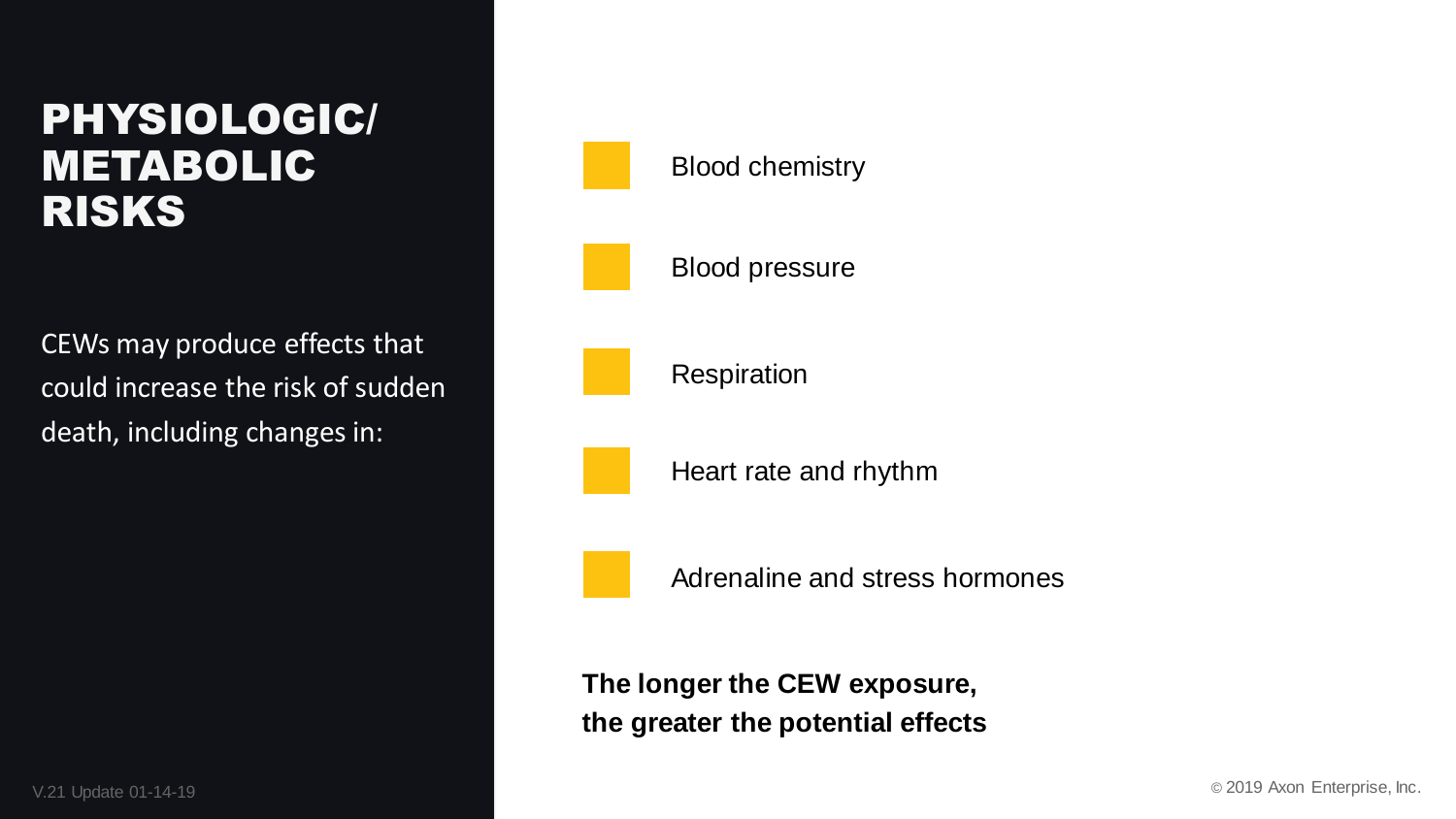# PHYSIOLOGIC/ METABOLIC RISKS

CEWs may produce effects that could increase the risk of sudden death, including changes in:

- Blood chemistry
- Blood pressure
- Respiration
- Heart rate and rhythm
- Adrenaline and stress hormones

**The longer the CEW exposure, the greater the potential effects**

V.21 Update 01-14-19

© 2019 Axon Enterprise, Inc.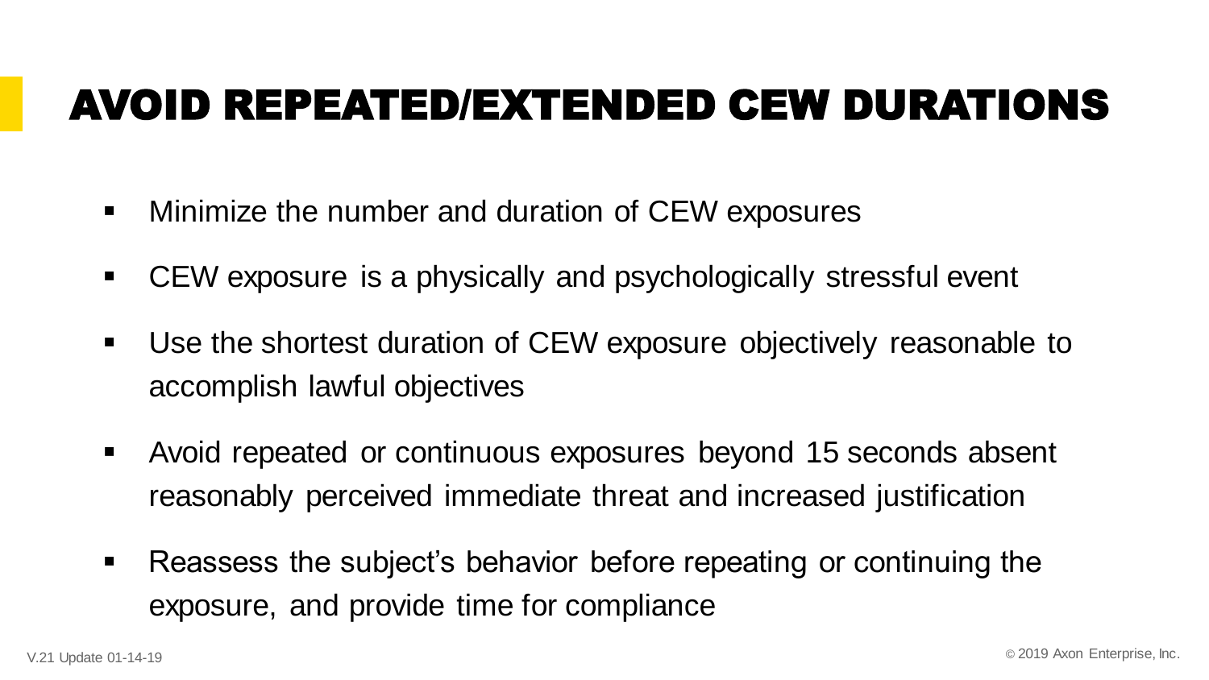# AVOID REPEATED/EXTENDED CEW DURATIONS

- Minimize the number and duration of CEW exposures
- CEW exposure is a physically and psychologically stressful event
- Use the shortest duration of CEW exposure objectively reasonable to accomplish lawful objectives
- Avoid repeated or continuous exposures beyond 15 seconds absent reasonably perceived immediate threat and increased justification
- Reassess the subject's behavior before repeating or continuing the exposure, and provide time for compliance

V.21 Update 01-14-19

© 2019 Axon Enterprise, Inc.